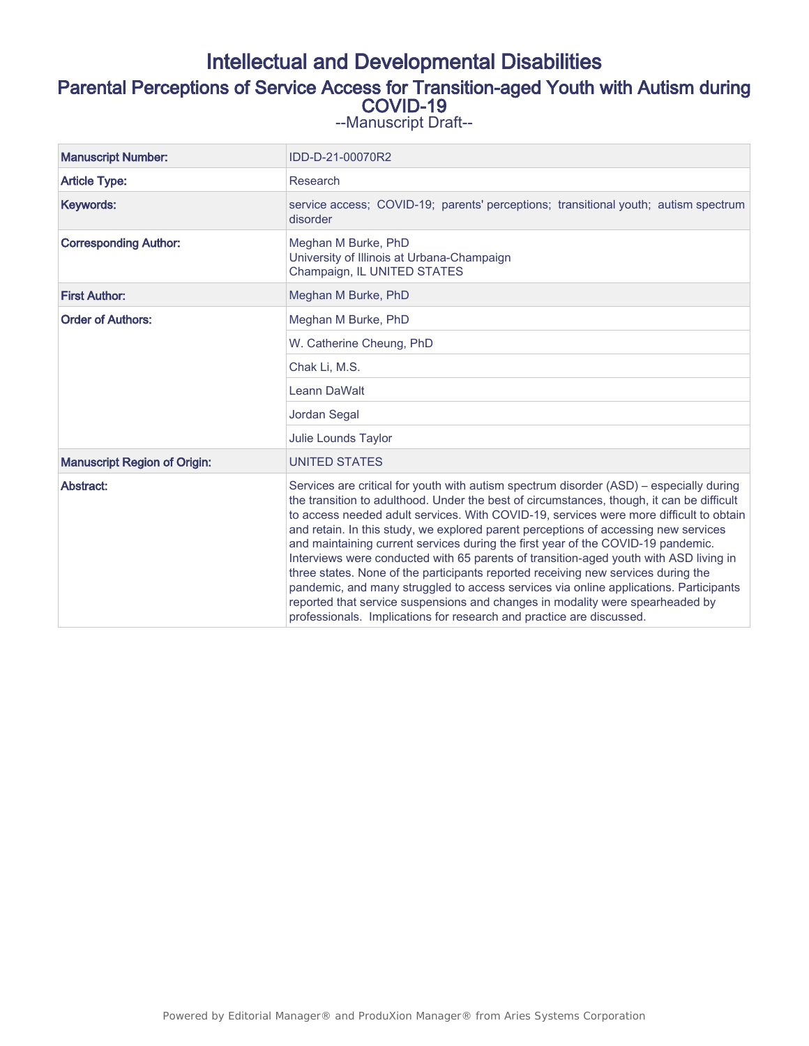# Intellectual and Developmental Disabilities

## Parental Perceptions of Service Access for Transition-aged Youth with Autism during COVID-19

--Manuscript Draft--

| | |
|---|---|
| **Manuscript Number:** | IDD-D-21-00070R2 |
| **Article Type:** | Research |
| **Keywords:** | service access; COVID-19; parents' perceptions; transitional youth; autism spectrum disorder |
| **Corresponding Author:** | Meghan M Burke, PhD<br>University of Illinois at Urbana-Champaign<br>Champaign, IL UNITED STATES |
| **First Author:** | Meghan M Burke, PhD |
| **Order of Authors:** | Meghan M Burke, PhD |
| | W. Catherine Cheung, PhD |
| | Chak Li, M.S. |
| | Leann DaWalt |
| | Jordan Segal |
| | Julie Lounds Taylor |
| **Manuscript Region of Origin:** | UNITED STATES |
| **Abstract:** | Services are critical for youth with autism spectrum disorder (ASD) – especially during the transition to adulthood. Under the best of circumstances, though, it can be difficult to access needed adult services. With COVID-19, services were more difficult to obtain and retain. In this study, we explored parent perceptions of accessing new services and maintaining current services during the first year of the COVID-19 pandemic. Interviews were conducted with 65 parents of transition-aged youth with ASD living in three states. None of the participants reported receiving new services during the pandemic, and many struggled to access services via online applications. Participants reported that service suspensions and changes in modality were spearheaded by professionals. Implications for research and practice are discussed. |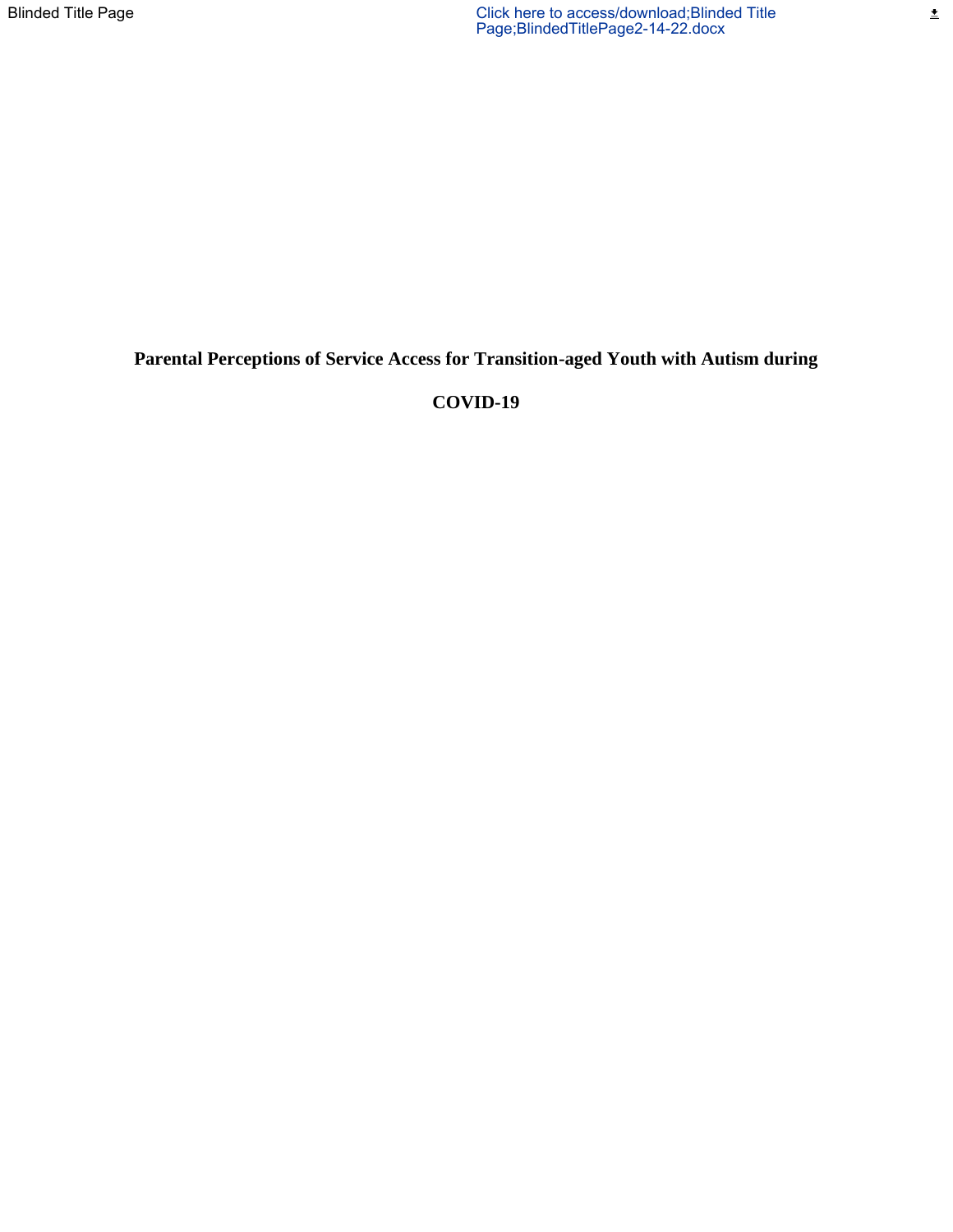# Parental Perceptions of Service Access for Transition-aged Youth with Autism during COVID-19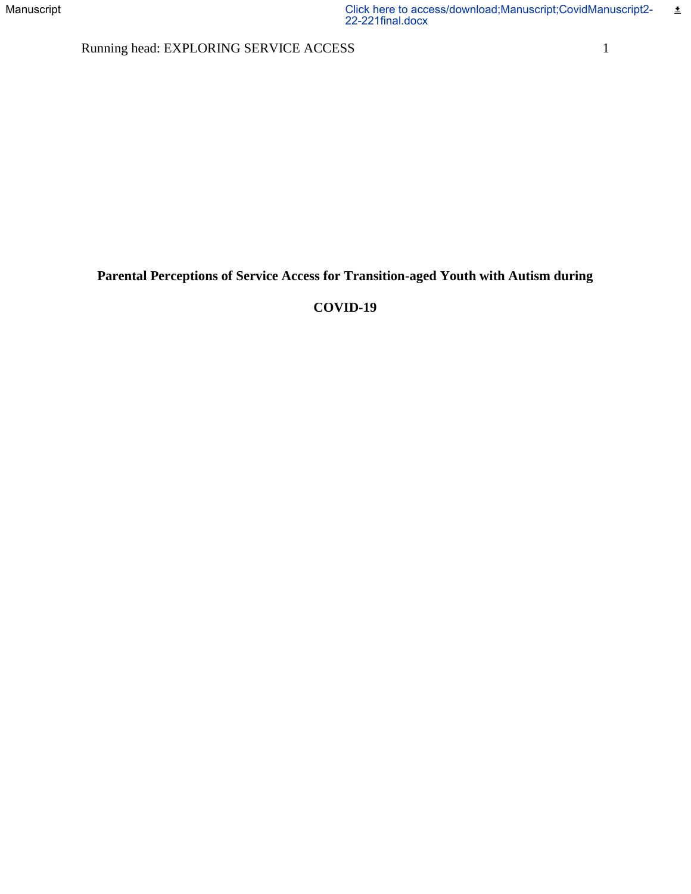# Parental Perceptions of Service Access for Transition-aged Youth with Autism during COVID-19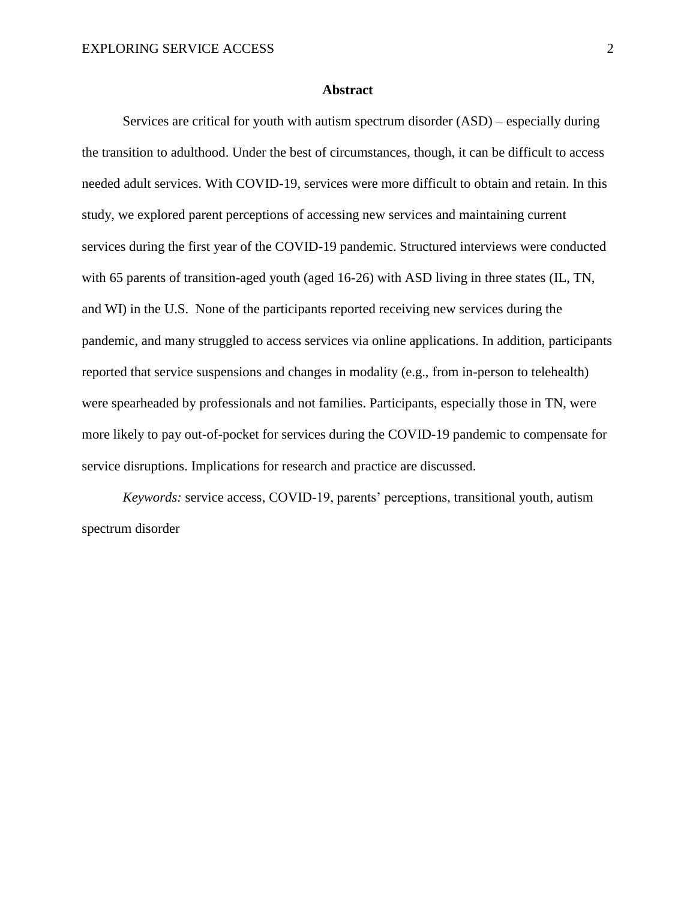## Abstract

Services are critical for youth with autism spectrum disorder (ASD) – especially during the transition to adulthood. Under the best of circumstances, though, it can be difficult to access needed adult services. With COVID-19, services were more difficult to obtain and retain. In this study, we explored parent perceptions of accessing new services and maintaining current services during the first year of the COVID-19 pandemic. Structured interviews were conducted with 65 parents of transition-aged youth (aged 16-26) with ASD living in three states (IL, TN, and WI) in the U.S. None of the participants reported receiving new services during the pandemic, and many struggled to access services via online applications. In addition, participants reported that service suspensions and changes in modality (e.g., from in-person to telehealth) were spearheaded by professionals and not families. Participants, especially those in TN, were more likely to pay out-of-pocket for services during the COVID-19 pandemic to compensate for service disruptions. Implications for research and practice are discussed.

*Keywords:* service access, COVID-19, parents' perceptions, transitional youth, autism spectrum disorder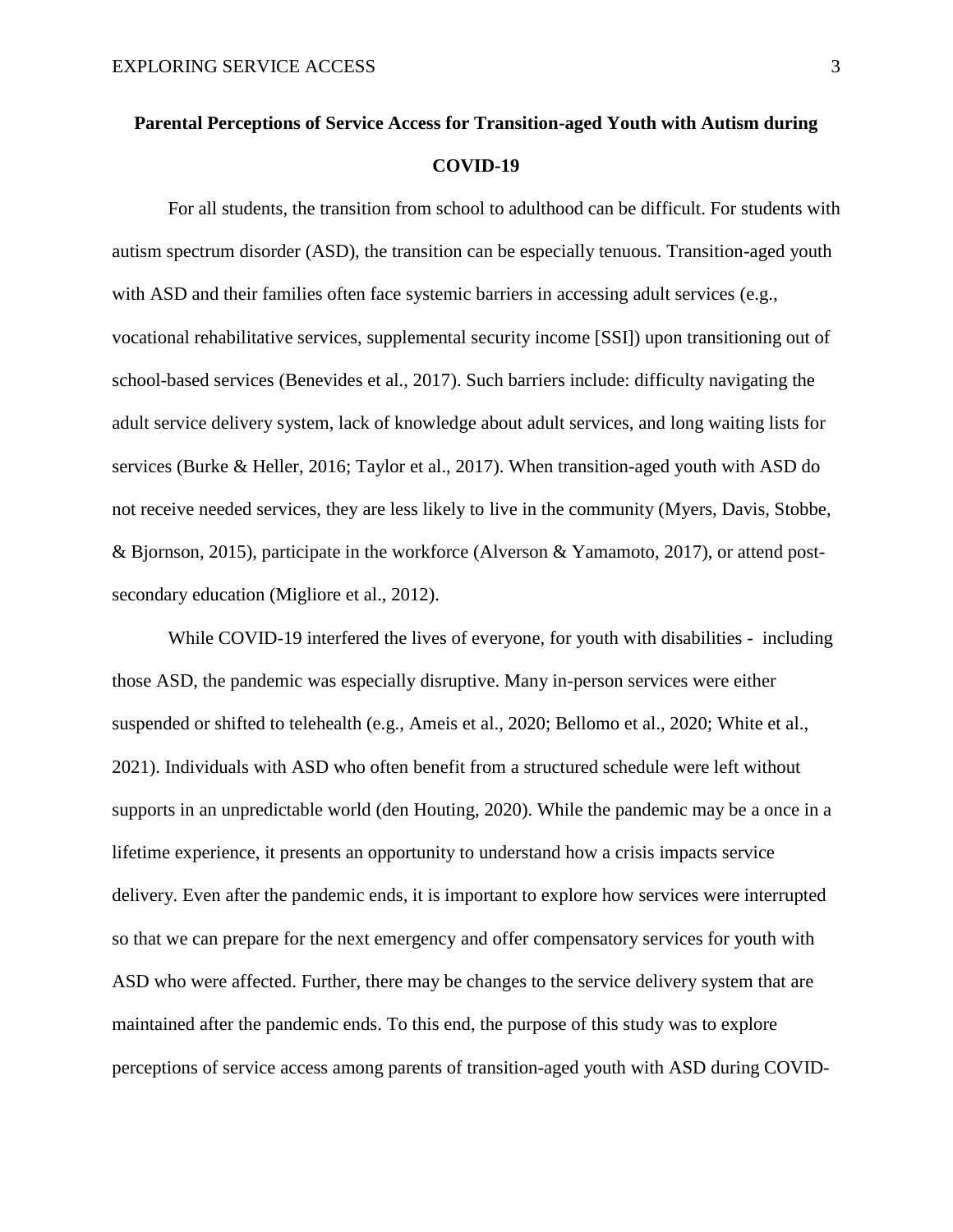**Parental Perceptions of Service Access for Transition-aged Youth with Autism during COVID-19**

For all students, the transition from school to adulthood can be difficult. For students with autism spectrum disorder (ASD), the transition can be especially tenuous. Transition-aged youth with ASD and their families often face systemic barriers in accessing adult services (e.g., vocational rehabilitative services, supplemental security income [SSI]) upon transitioning out of school-based services (Benevides et al., 2017). Such barriers include: difficulty navigating the adult service delivery system, lack of knowledge about adult services, and long waiting lists for services (Burke & Heller, 2016; Taylor et al., 2017). When transition-aged youth with ASD do not receive needed services, they are less likely to live in the community (Myers, Davis, Stobbe, & Bjornson, 2015), participate in the workforce (Alverson & Yamamoto, 2017), or attend post-secondary education (Migliore et al., 2012).

While COVID-19 interfered the lives of everyone, for youth with disabilities - including those ASD, the pandemic was especially disruptive. Many in-person services were either suspended or shifted to telehealth (e.g., Ameis et al., 2020; Bellomo et al., 2020; White et al., 2021). Individuals with ASD who often benefit from a structured schedule were left without supports in an unpredictable world (den Houting, 2020). While the pandemic may be a once in a lifetime experience, it presents an opportunity to understand how a crisis impacts service delivery. Even after the pandemic ends, it is important to explore how services were interrupted so that we can prepare for the next emergency and offer compensatory services for youth with ASD who were affected. Further, there may be changes to the service delivery system that are maintained after the pandemic ends. To this end, the purpose of this study was to explore perceptions of service access among parents of transition-aged youth with ASD during COVID-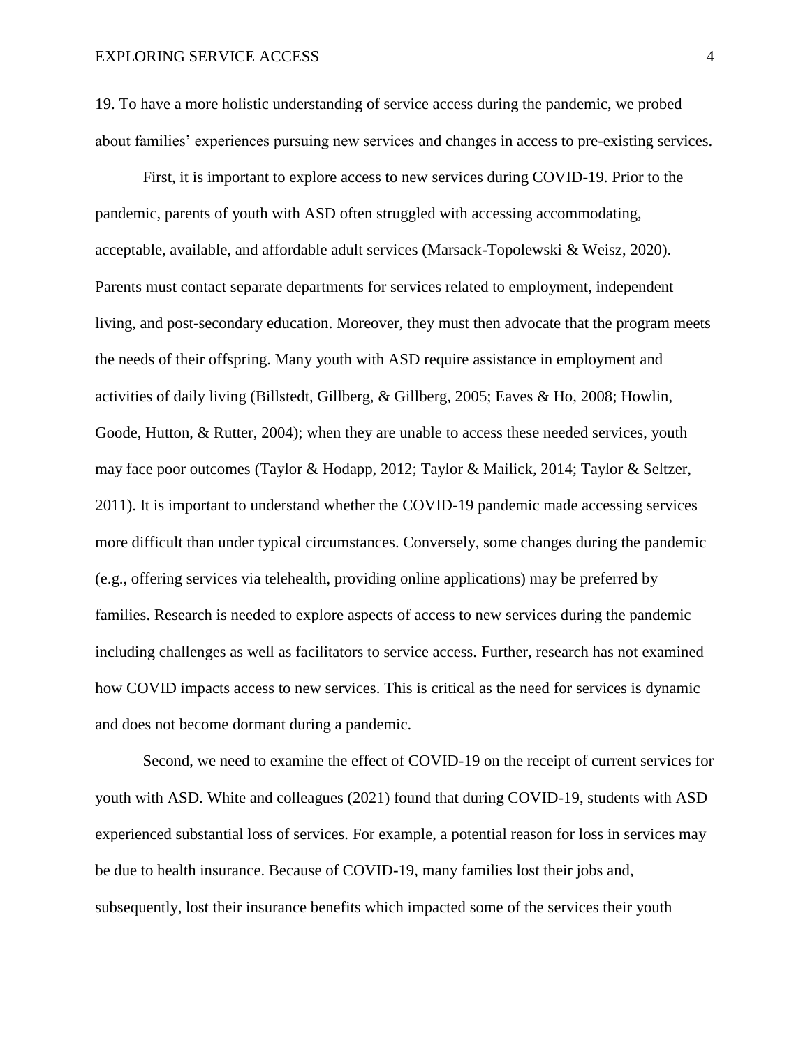19. To have a more holistic understanding of service access during the pandemic, we probed about families' experiences pursuing new services and changes in access to pre-existing services.

First, it is important to explore access to new services during COVID-19. Prior to the pandemic, parents of youth with ASD often struggled with accessing accommodating, acceptable, available, and affordable adult services (Marsack-Topolewski & Weisz, 2020). Parents must contact separate departments for services related to employment, independent living, and post-secondary education. Moreover, they must then advocate that the program meets the needs of their offspring. Many youth with ASD require assistance in employment and activities of daily living (Billstedt, Gillberg, & Gillberg, 2005; Eaves & Ho, 2008; Howlin, Goode, Hutton, & Rutter, 2004); when they are unable to access these needed services, youth may face poor outcomes (Taylor & Hodapp, 2012; Taylor & Mailick, 2014; Taylor & Seltzer, 2011). It is important to understand whether the COVID-19 pandemic made accessing services more difficult than under typical circumstances. Conversely, some changes during the pandemic (e.g., offering services via telehealth, providing online applications) may be preferred by families. Research is needed to explore aspects of access to new services during the pandemic including challenges as well as facilitators to service access. Further, research has not examined how COVID impacts access to new services. This is critical as the need for services is dynamic and does not become dormant during a pandemic.

Second, we need to examine the effect of COVID-19 on the receipt of current services for youth with ASD. White and colleagues (2021) found that during COVID-19, students with ASD experienced substantial loss of services. For example, a potential reason for loss in services may be due to health insurance. Because of COVID-19, many families lost their jobs and, subsequently, lost their insurance benefits which impacted some of the services their youth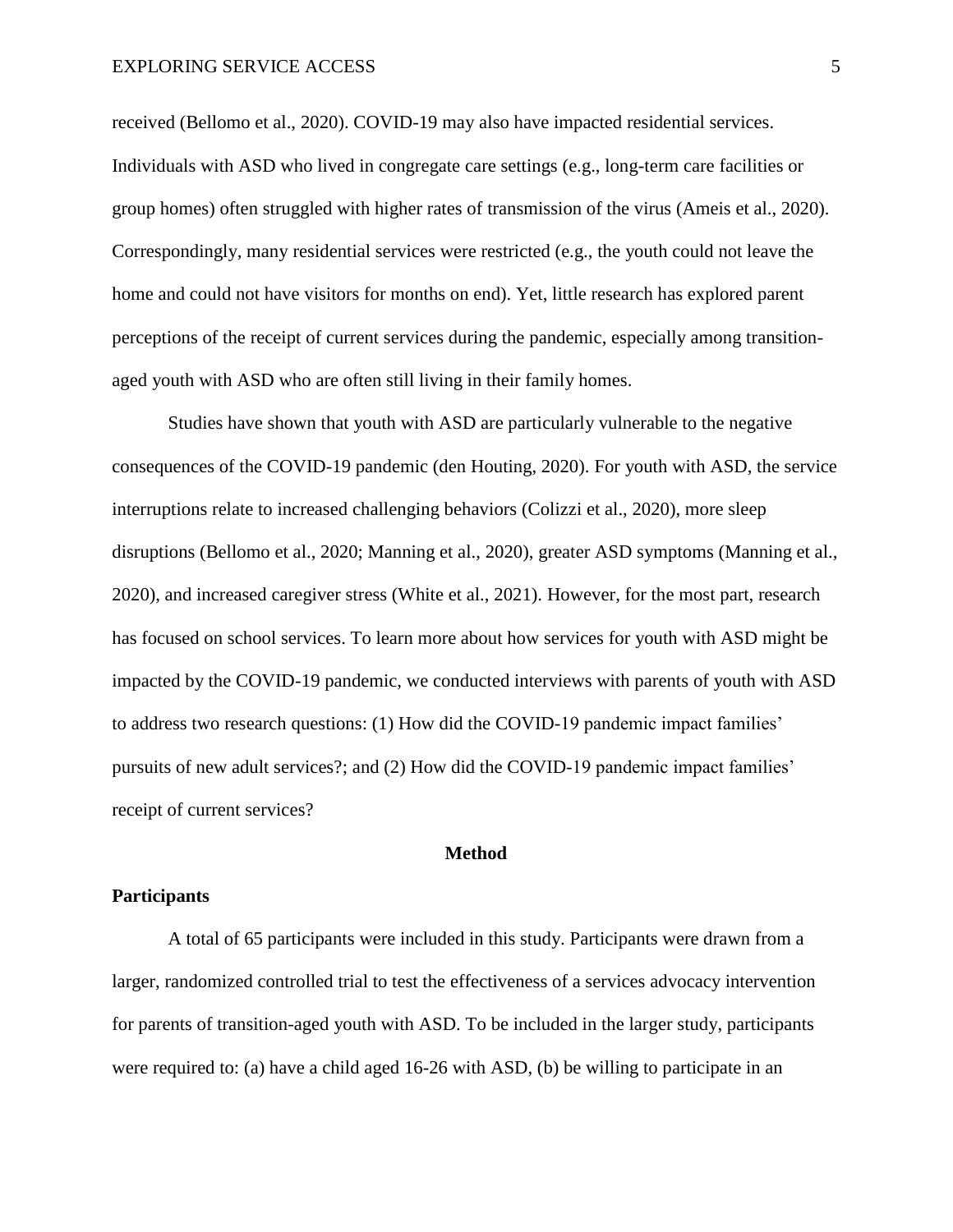received (Bellomo et al., 2020). COVID-19 may also have impacted residential services. Individuals with ASD who lived in congregate care settings (e.g., long-term care facilities or group homes) often struggled with higher rates of transmission of the virus (Ameis et al., 2020). Correspondingly, many residential services were restricted (e.g., the youth could not leave the home and could not have visitors for months on end). Yet, little research has explored parent perceptions of the receipt of current services during the pandemic, especially among transition-aged youth with ASD who are often still living in their family homes.

Studies have shown that youth with ASD are particularly vulnerable to the negative consequences of the COVID-19 pandemic (den Houting, 2020). For youth with ASD, the service interruptions relate to increased challenging behaviors (Colizzi et al., 2020), more sleep disruptions (Bellomo et al., 2020; Manning et al., 2020), greater ASD symptoms (Manning et al., 2020), and increased caregiver stress (White et al., 2021). However, for the most part, research has focused on school services. To learn more about how services for youth with ASD might be impacted by the COVID-19 pandemic, we conducted interviews with parents of youth with ASD to address two research questions: (1) How did the COVID-19 pandemic impact families' pursuits of new adult services?; and (2) How did the COVID-19 pandemic impact families' receipt of current services?

## Method

### Participants

A total of 65 participants were included in this study. Participants were drawn from a larger, randomized controlled trial to test the effectiveness of a services advocacy intervention for parents of transition-aged youth with ASD. To be included in the larger study, participants were required to: (a) have a child aged 16-26 with ASD, (b) be willing to participate in an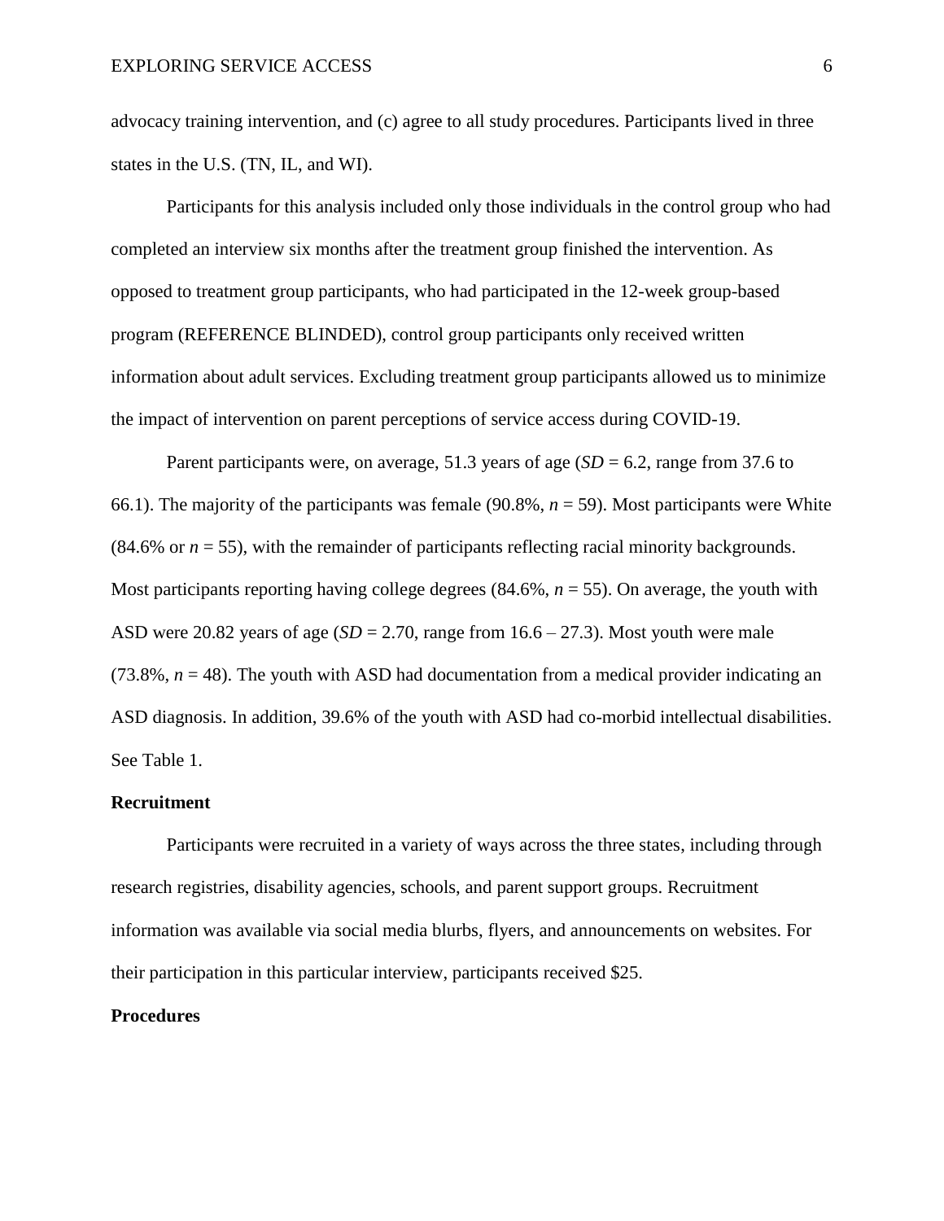advocacy training intervention, and (c) agree to all study procedures. Participants lived in three states in the U.S. (TN, IL, and WI).

Participants for this analysis included only those individuals in the control group who had completed an interview six months after the treatment group finished the intervention. As opposed to treatment group participants, who had participated in the 12-week group-based program (REFERENCE BLINDED), control group participants only received written information about adult services. Excluding treatment group participants allowed us to minimize the impact of intervention on parent perceptions of service access during COVID-19.

Parent participants were, on average, 51.3 years of age (*SD* = 6.2, range from 37.6 to 66.1). The majority of the participants was female (90.8%, *n* = 59). Most participants were White (84.6% or *n* = 55), with the remainder of participants reflecting racial minority backgrounds. Most participants reporting having college degrees (84.6%, *n* = 55). On average, the youth with ASD were 20.82 years of age (*SD* = 2.70, range from 16.6 – 27.3). Most youth were male (73.8%, *n* = 48). The youth with ASD had documentation from a medical provider indicating an ASD diagnosis. In addition, 39.6% of the youth with ASD had co-morbid intellectual disabilities. See Table 1.

**Recruitment**

Participants were recruited in a variety of ways across the three states, including through research registries, disability agencies, schools, and parent support groups. Recruitment information was available via social media blurbs, flyers, and announcements on websites. For their participation in this particular interview, participants received $25.

**Procedures**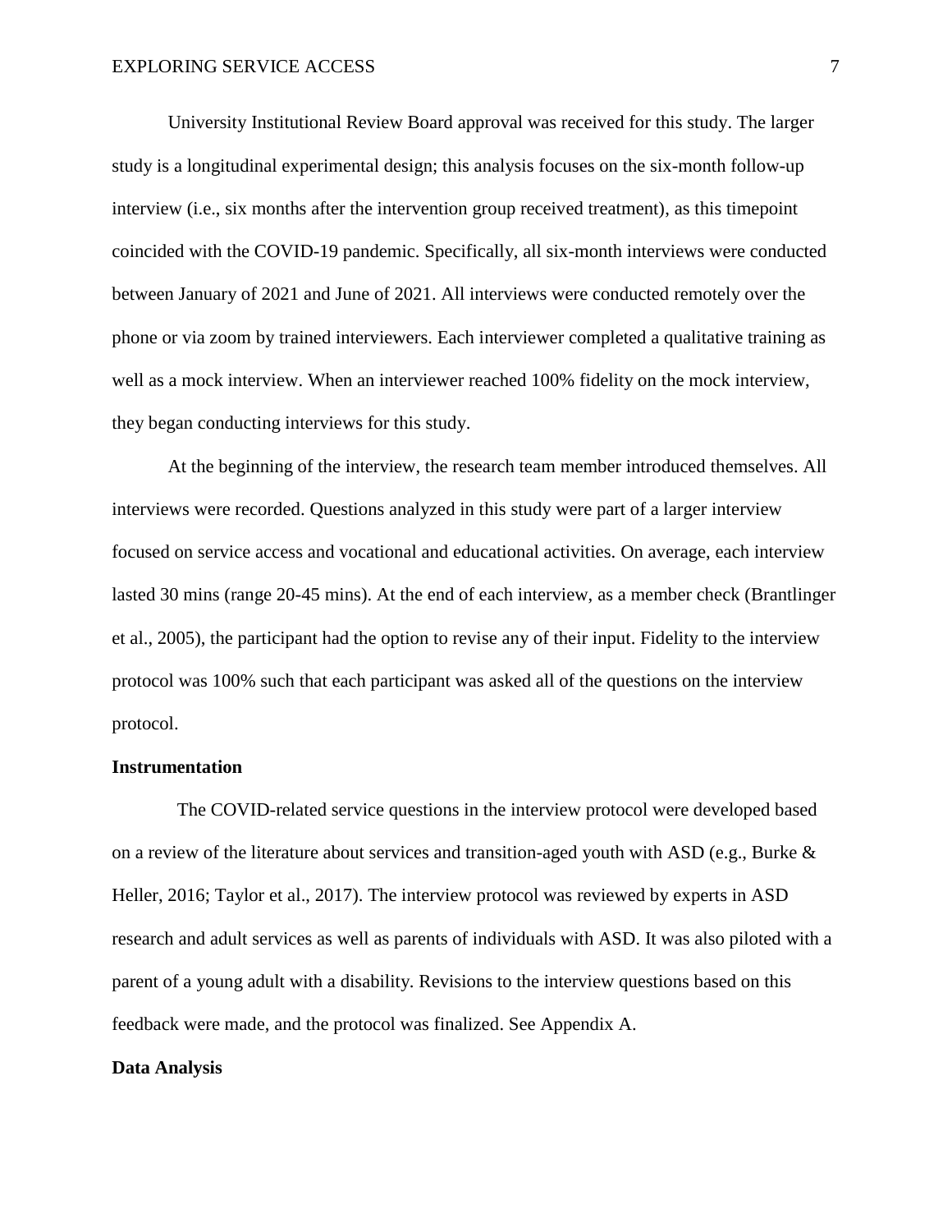University Institutional Review Board approval was received for this study. The larger study is a longitudinal experimental design; this analysis focuses on the six-month follow-up interview (i.e., six months after the intervention group received treatment), as this timepoint coincided with the COVID-19 pandemic. Specifically, all six-month interviews were conducted between January of 2021 and June of 2021. All interviews were conducted remotely over the phone or via zoom by trained interviewers. Each interviewer completed a qualitative training as well as a mock interview. When an interviewer reached 100% fidelity on the mock interview, they began conducting interviews for this study.

At the beginning of the interview, the research team member introduced themselves. All interviews were recorded. Questions analyzed in this study were part of a larger interview focused on service access and vocational and educational activities. On average, each interview lasted 30 mins (range 20-45 mins). At the end of each interview, as a member check (Brantlinger et al., 2005), the participant had the option to revise any of their input. Fidelity to the interview protocol was 100% such that each participant was asked all of the questions on the interview protocol.

## Instrumentation

The COVID-related service questions in the interview protocol were developed based on a review of the literature about services and transition-aged youth with ASD (e.g., Burke & Heller, 2016; Taylor et al., 2017). The interview protocol was reviewed by experts in ASD research and adult services as well as parents of individuals with ASD. It was also piloted with a parent of a young adult with a disability. Revisions to the interview questions based on this feedback were made, and the protocol was finalized. See Appendix A.

## Data Analysis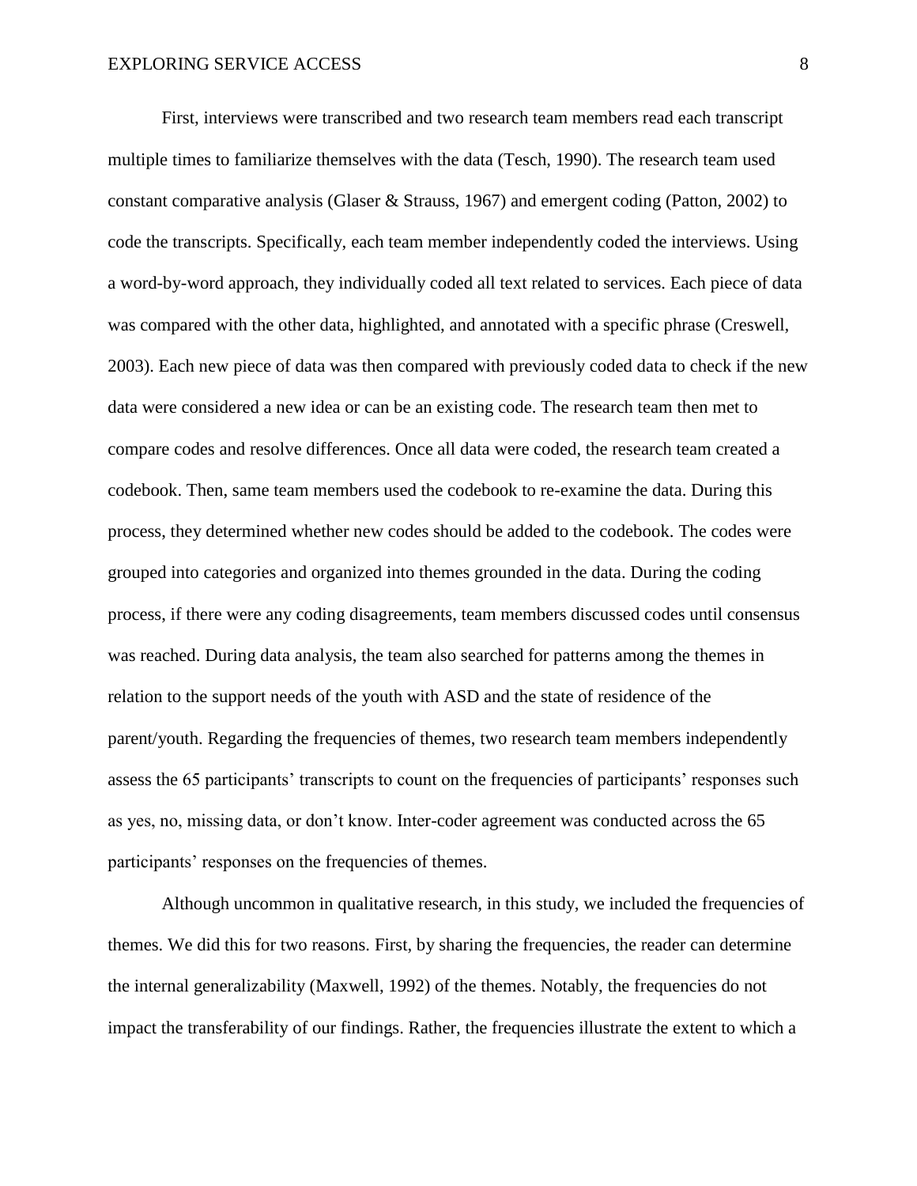First, interviews were transcribed and two research team members read each transcript multiple times to familiarize themselves with the data (Tesch, 1990). The research team used constant comparative analysis (Glaser & Strauss, 1967) and emergent coding (Patton, 2002) to code the transcripts. Specifically, each team member independently coded the interviews. Using a word-by-word approach, they individually coded all text related to services. Each piece of data was compared with the other data, highlighted, and annotated with a specific phrase (Creswell, 2003). Each new piece of data was then compared with previously coded data to check if the new data were considered a new idea or can be an existing code. The research team then met to compare codes and resolve differences. Once all data were coded, the research team created a codebook. Then, same team members used the codebook to re-examine the data. During this process, they determined whether new codes should be added to the codebook. The codes were grouped into categories and organized into themes grounded in the data. During the coding process, if there were any coding disagreements, team members discussed codes until consensus was reached. During data analysis, the team also searched for patterns among the themes in relation to the support needs of the youth with ASD and the state of residence of the parent/youth. Regarding the frequencies of themes, two research team members independently assess the 65 participants' transcripts to count on the frequencies of participants' responses such as yes, no, missing data, or don't know. Inter-coder agreement was conducted across the 65 participants' responses on the frequencies of themes.

Although uncommon in qualitative research, in this study, we included the frequencies of themes. We did this for two reasons. First, by sharing the frequencies, the reader can determine the internal generalizability (Maxwell, 1992) of the themes. Notably, the frequencies do not impact the transferability of our findings. Rather, the frequencies illustrate the extent to which a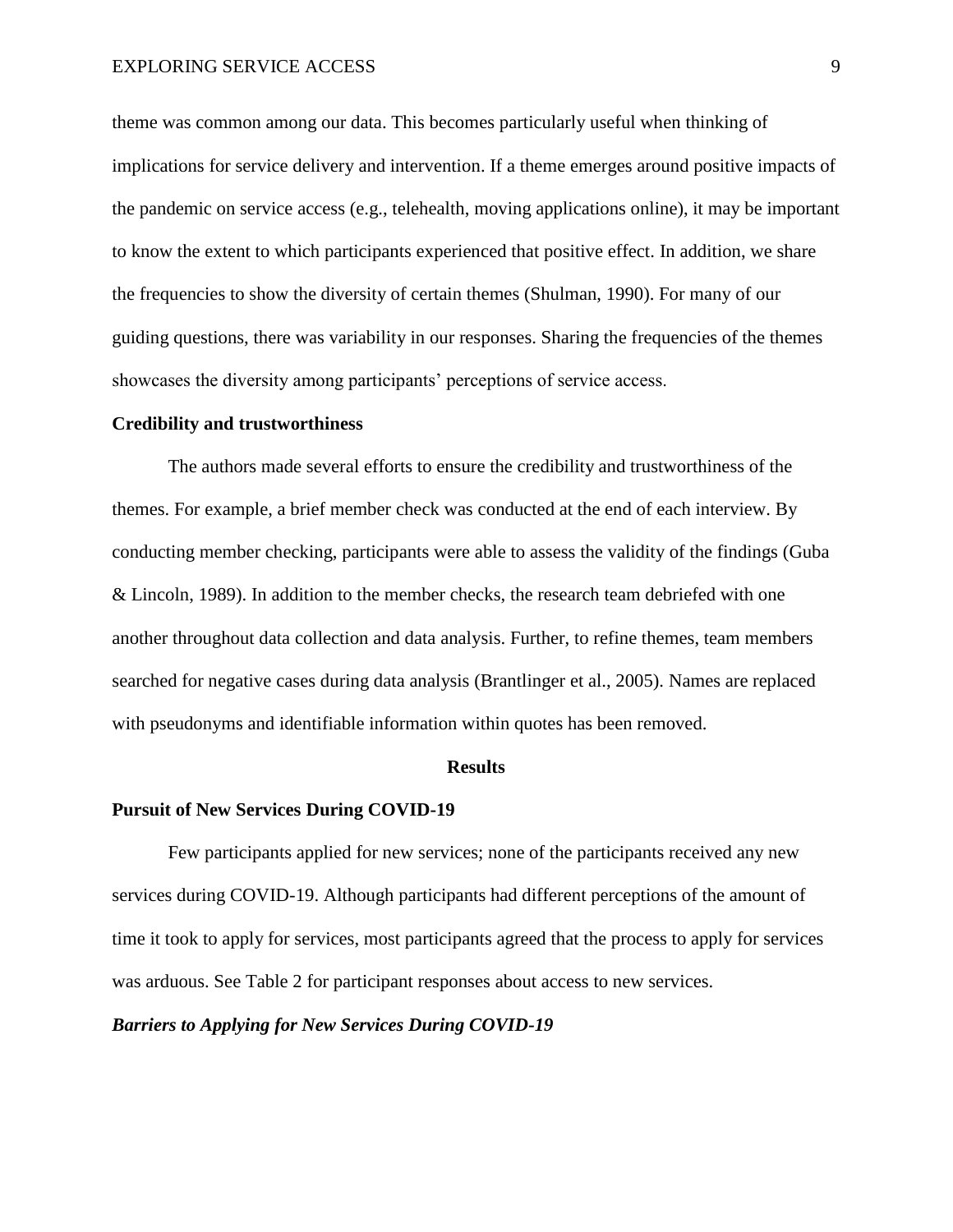theme was common among our data. This becomes particularly useful when thinking of implications for service delivery and intervention. If a theme emerges around positive impacts of the pandemic on service access (e.g., telehealth, moving applications online), it may be important to know the extent to which participants experienced that positive effect. In addition, we share the frequencies to show the diversity of certain themes (Shulman, 1990). For many of our guiding questions, there was variability in our responses. Sharing the frequencies of the themes showcases the diversity among participants' perceptions of service access.

### Credibility and trustworthiness

The authors made several efforts to ensure the credibility and trustworthiness of the themes. For example, a brief member check was conducted at the end of each interview. By conducting member checking, participants were able to assess the validity of the findings (Guba & Lincoln, 1989). In addition to the member checks, the research team debriefed with one another throughout data collection and data analysis. Further, to refine themes, team members searched for negative cases during data analysis (Brantlinger et al., 2005). Names are replaced with pseudonyms and identifiable information within quotes has been removed.

## Results

### Pursuit of New Services During COVID-19

Few participants applied for new services; none of the participants received any new services during COVID-19. Although participants had different perceptions of the amount of time it took to apply for services, most participants agreed that the process to apply for services was arduous. See Table 2 for participant responses about access to new services.

#### *Barriers to Applying for New Services During COVID-19*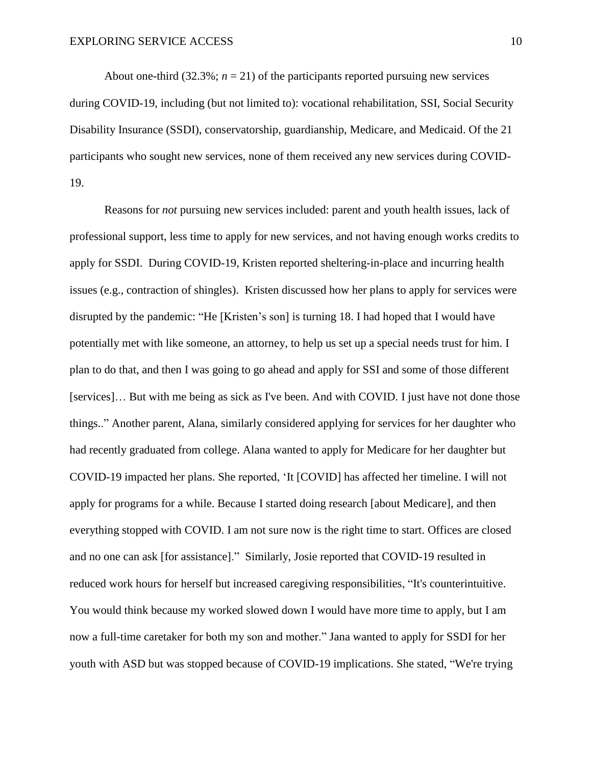About one-third (32.3%; $n = 21$) of the participants reported pursuing new services during COVID-19, including (but not limited to): vocational rehabilitation, SSI, Social Security Disability Insurance (SSDI), conservatorship, guardianship, Medicare, and Medicaid. Of the 21 participants who sought new services, none of them received any new services during COVID-19.

Reasons for *not* pursuing new services included: parent and youth health issues, lack of professional support, less time to apply for new services, and not having enough works credits to apply for SSDI. During COVID-19, Kristen reported sheltering-in-place and incurring health issues (e.g., contraction of shingles). Kristen discussed how her plans to apply for services were disrupted by the pandemic: "He [Kristen's son] is turning 18. I had hoped that I would have potentially met with like someone, an attorney, to help us set up a special needs trust for him. I plan to do that, and then I was going to go ahead and apply for SSI and some of those different [services]… But with me being as sick as I've been. And with COVID. I just have not done those things.." Another parent, Alana, similarly considered applying for services for her daughter who had recently graduated from college. Alana wanted to apply for Medicare for her daughter but COVID-19 impacted her plans. She reported, 'It [COVID] has affected her timeline. I will not apply for programs for a while. Because I started doing research [about Medicare], and then everything stopped with COVID. I am not sure now is the right time to start. Offices are closed and no one can ask [for assistance]." Similarly, Josie reported that COVID-19 resulted in reduced work hours for herself but increased caregiving responsibilities, "It's counterintuitive. You would think because my worked slowed down I would have more time to apply, but I am now a full-time caretaker for both my son and mother." Jana wanted to apply for SSDI for her youth with ASD but was stopped because of COVID-19 implications. She stated, "We're trying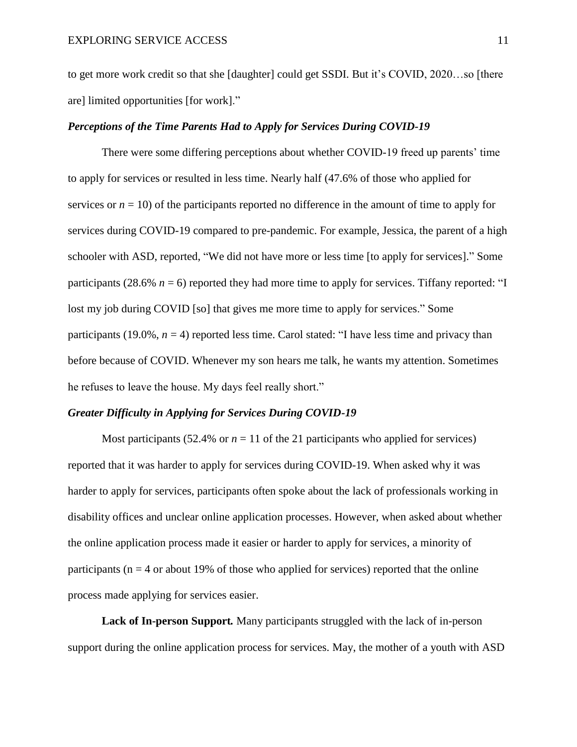to get more work credit so that she [daughter] could get SSDI. But it's COVID, 2020…so [there are] limited opportunities [for work]."

### ***Perceptions of the Time Parents Had to Apply for Services During COVID-19***

There were some differing perceptions about whether COVID-19 freed up parents' time to apply for services or resulted in less time. Nearly half (47.6% of those who applied for services or $n = 10$) of the participants reported no difference in the amount of time to apply for services during COVID-19 compared to pre-pandemic. For example, Jessica, the parent of a high schooler with ASD, reported, "We did not have more or less time [to apply for services]." Some participants (28.6% $n = 6$) reported they had more time to apply for services. Tiffany reported: "I lost my job during COVID [so] that gives me more time to apply for services." Some participants (19.0%, $n = 4$) reported less time. Carol stated: "I have less time and privacy than before because of COVID. Whenever my son hears me talk, he wants my attention. Sometimes he refuses to leave the house. My days feel really short."

### ***Greater Difficulty in Applying for Services During COVID-19***

Most participants (52.4% or $n = 11$ of the 21 participants who applied for services) reported that it was harder to apply for services during COVID-19. When asked why it was harder to apply for services, participants often spoke about the lack of professionals working in disability offices and unclear online application processes. However, when asked about whether the online application process made it easier or harder to apply for services, a minority of participants ($n = 4$ or about 19% of those who applied for services) reported that the online process made applying for services easier.

**Lack of In-person Support.** Many participants struggled with the lack of in-person support during the online application process for services. May, the mother of a youth with ASD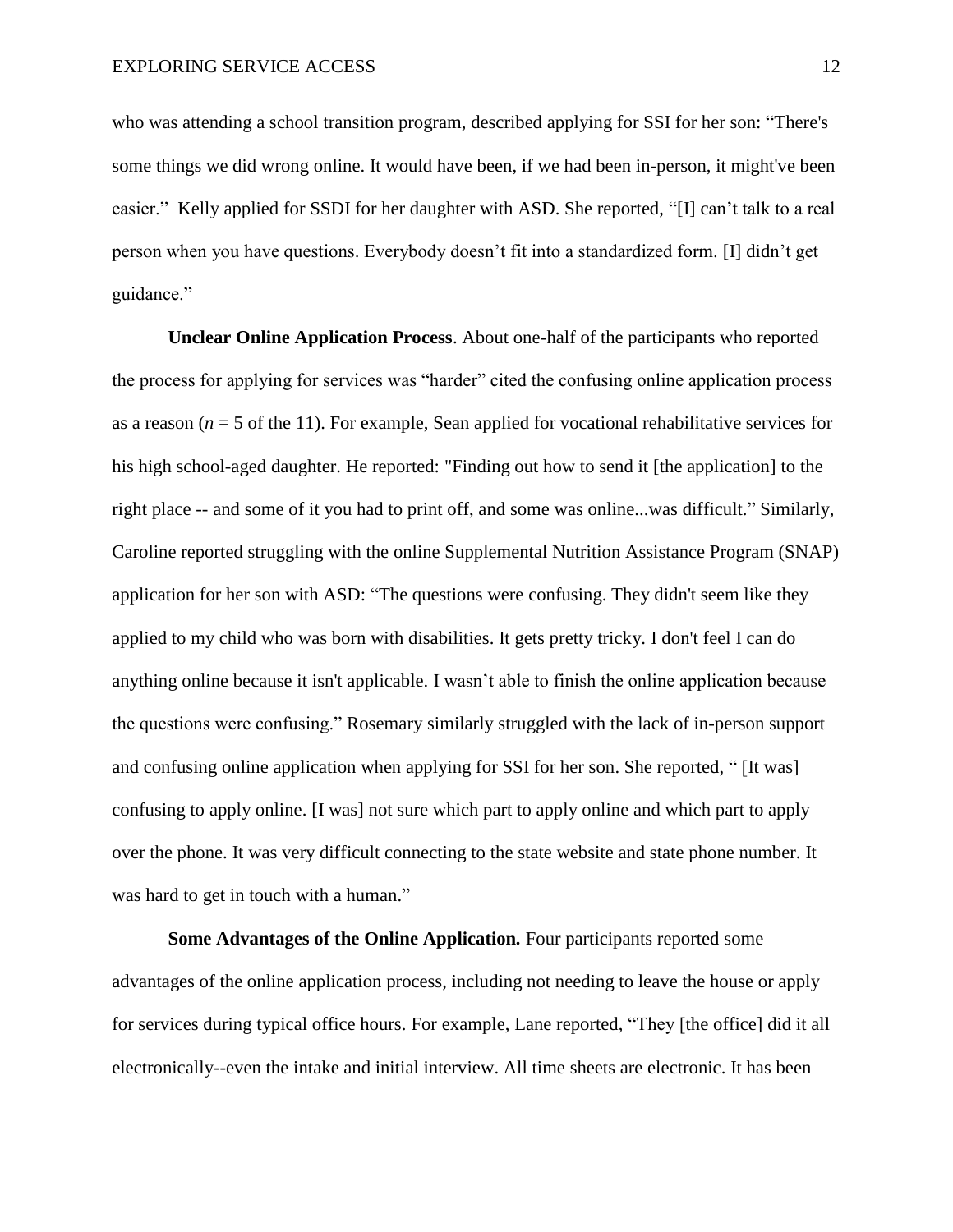who was attending a school transition program, described applying for SSI for her son: “There's some things we did wrong online. It would have been, if we had been in-person, it might've been easier.” Kelly applied for SSDI for her daughter with ASD. She reported, “[I] can’t talk to a real person when you have questions. Everybody doesn’t fit into a standardized form. [I] didn’t get guidance.”

**Unclear Online Application Process**. About one-half of the participants who reported the process for applying for services was “harder” cited the confusing online application process as a reason ($n$ = 5 of the 11). For example, Sean applied for vocational rehabilitative services for his high school-aged daughter. He reported: "Finding out how to send it [the application] to the right place -- and some of it you had to print off, and some was online...was difficult.” Similarly, Caroline reported struggling with the online Supplemental Nutrition Assistance Program (SNAP) application for her son with ASD: “The questions were confusing. They didn't seem like they applied to my child who was born with disabilities. It gets pretty tricky. I don't feel I can do anything online because it isn't applicable. I wasn’t able to finish the online application because the questions were confusing.” Rosemary similarly struggled with the lack of in-person support and confusing online application when applying for SSI for her son. She reported, “ [It was] confusing to apply online. [I was] not sure which part to apply online and which part to apply over the phone. It was very difficult connecting to the state website and state phone number. It was hard to get in touch with a human.”

***Some Advantages of the Online Application.*** Four participants reported some advantages of the online application process, including not needing to leave the house or apply for services during typical office hours. For example, Lane reported, “They [the office] did it all electronically--even the intake and initial interview. All time sheets are electronic. It has been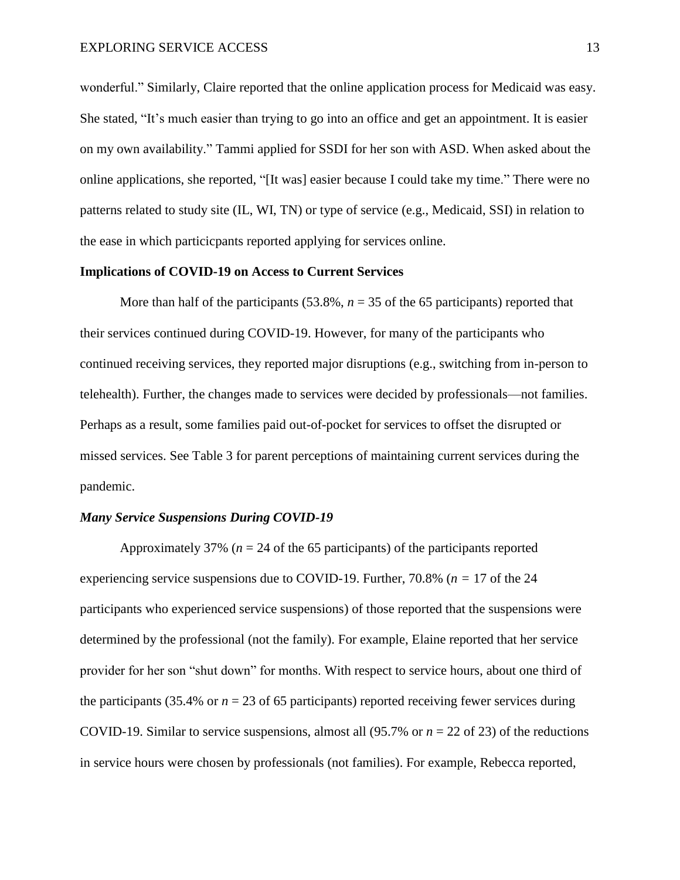wonderful." Similarly, Claire reported that the online application process for Medicaid was easy. She stated, "It's much easier than trying to go into an office and get an appointment. It is easier on my own availability." Tammi applied for SSDI for her son with ASD. When asked about the online applications, she reported, "[It was] easier because I could take my time." There were no patterns related to study site (IL, WI, TN) or type of service (e.g., Medicaid, SSI) in relation to the ease in which particicpants reported applying for services online.

## Implications of COVID-19 on Access to Current Services

More than half of the participants (53.8%, $n$ = 35 of the 65 participants) reported that their services continued during COVID-19. However, for many of the participants who continued receiving services, they reported major disruptions (e.g., switching from in-person to telehealth). Further, the changes made to services were decided by professionals—not families. Perhaps as a result, some families paid out-of-pocket for services to offset the disrupted or missed services. See Table 3 for parent perceptions of maintaining current services during the pandemic.

### *Many Service Suspensions During COVID-19*

Approximately 37% ($n$ = 24 of the 65 participants) of the participants reported experiencing service suspensions due to COVID-19. Further, 70.8% ($n$ = 17 of the 24 participants who experienced service suspensions) of those reported that the suspensions were determined by the professional (not the family). For example, Elaine reported that her service provider for her son "shut down" for months. With respect to service hours, about one third of the participants (35.4% or $n$ = 23 of 65 participants) reported receiving fewer services during COVID-19. Similar to service suspensions, almost all (95.7% or $n$ = 22 of 23) of the reductions in service hours were chosen by professionals (not families). For example, Rebecca reported,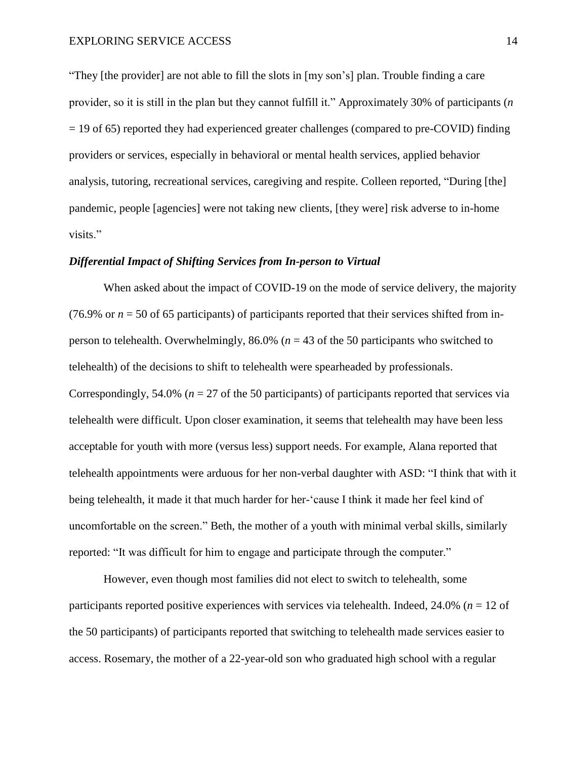"They [the provider] are not able to fill the slots in [my son's] plan. Trouble finding a care provider, so it is still in the plan but they cannot fulfill it." Approximately 30% of participants ($n$ = 19 of 65) reported they had experienced greater challenges (compared to pre-COVID) finding providers or services, especially in behavioral or mental health services, applied behavior analysis, tutoring, recreational services, caregiving and respite. Colleen reported, "During [the] pandemic, people [agencies] were not taking new clients, [they were] risk adverse to in-home visits."

### ***Differential Impact of Shifting Services from In-person to Virtual***

When asked about the impact of COVID-19 on the mode of service delivery, the majority (76.9% or $n$ = 50 of 65 participants) of participants reported that their services shifted from in-person to telehealth. Overwhelmingly, 86.0% ($n$ = 43 of the 50 participants who switched to telehealth) of the decisions to shift to telehealth were spearheaded by professionals. Correspondingly, 54.0% ($n$ = 27 of the 50 participants) of participants reported that services via telehealth were difficult. Upon closer examination, it seems that telehealth may have been less acceptable for youth with more (versus less) support needs. For example, Alana reported that telehealth appointments were arduous for her non-verbal daughter with ASD: "I think that with it being telehealth, it made it that much harder for her-'cause I think it made her feel kind of uncomfortable on the screen." Beth, the mother of a youth with minimal verbal skills, similarly reported: "It was difficult for him to engage and participate through the computer."

However, even though most families did not elect to switch to telehealth, some participants reported positive experiences with services via telehealth. Indeed, 24.0% ($n$ = 12 of the 50 participants) of participants reported that switching to telehealth made services easier to access. Rosemary, the mother of a 22-year-old son who graduated high school with a regular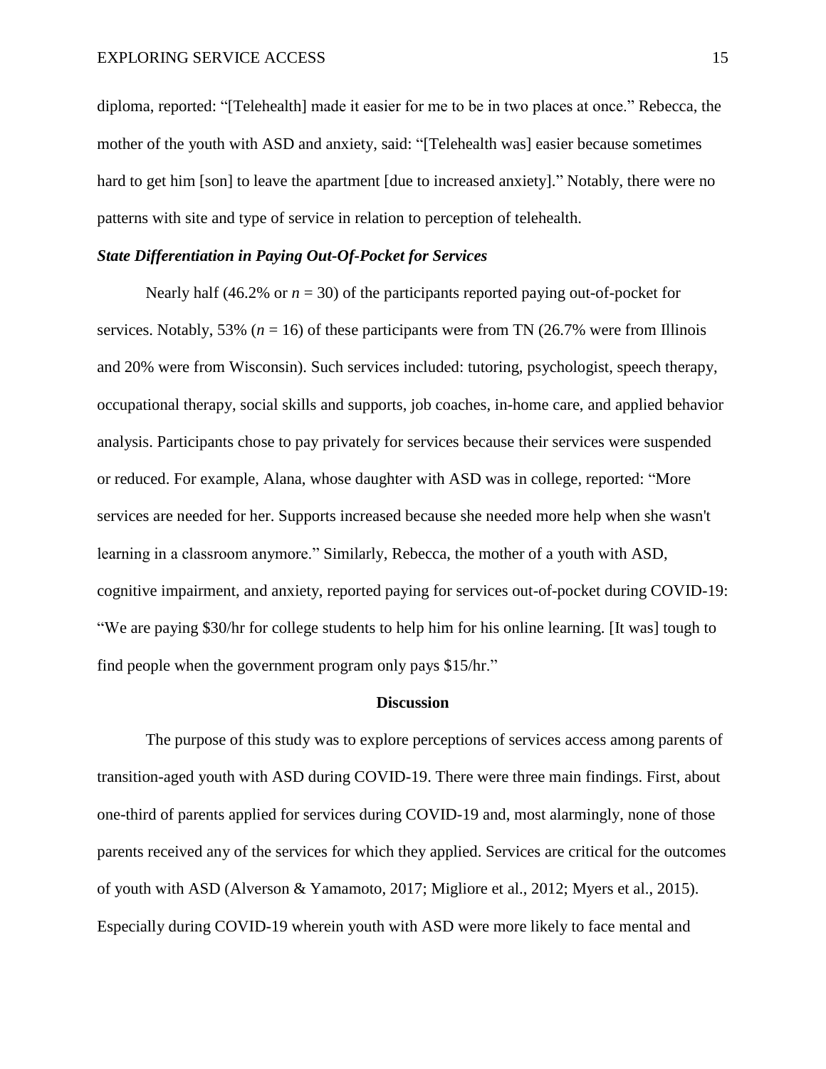diploma, reported: "[Telehealth] made it easier for me to be in two places at once." Rebecca, the mother of the youth with ASD and anxiety, said: "[Telehealth was] easier because sometimes hard to get him [son] to leave the apartment [due to increased anxiety]." Notably, there were no patterns with site and type of service in relation to perception of telehealth.

### *State Differentiation in Paying Out-Of-Pocket for Services*

Nearly half (46.2% or $n = 30$) of the participants reported paying out-of-pocket for services. Notably, 53% ($n = 16$) of these participants were from TN (26.7% were from Illinois and 20% were from Wisconsin). Such services included: tutoring, psychologist, speech therapy, occupational therapy, social skills and supports, job coaches, in-home care, and applied behavior analysis. Participants chose to pay privately for services because their services were suspended or reduced. For example, Alana, whose daughter with ASD was in college, reported: "More services are needed for her. Supports increased because she needed more help when she wasn't learning in a classroom anymore." Similarly, Rebecca, the mother of a youth with ASD, cognitive impairment, and anxiety, reported paying for services out-of-pocket during COVID-19: "We are paying $30/hr for college students to help him for his online learning. [It was] tough to find people when the government program only pays $15/hr."

## Discussion

The purpose of this study was to explore perceptions of services access among parents of transition-aged youth with ASD during COVID-19. There were three main findings. First, about one-third of parents applied for services during COVID-19 and, most alarmingly, none of those parents received any of the services for which they applied. Services are critical for the outcomes of youth with ASD (Alverson & Yamamoto, 2017; Migliore et al., 2012; Myers et al., 2015). Especially during COVID-19 wherein youth with ASD were more likely to face mental and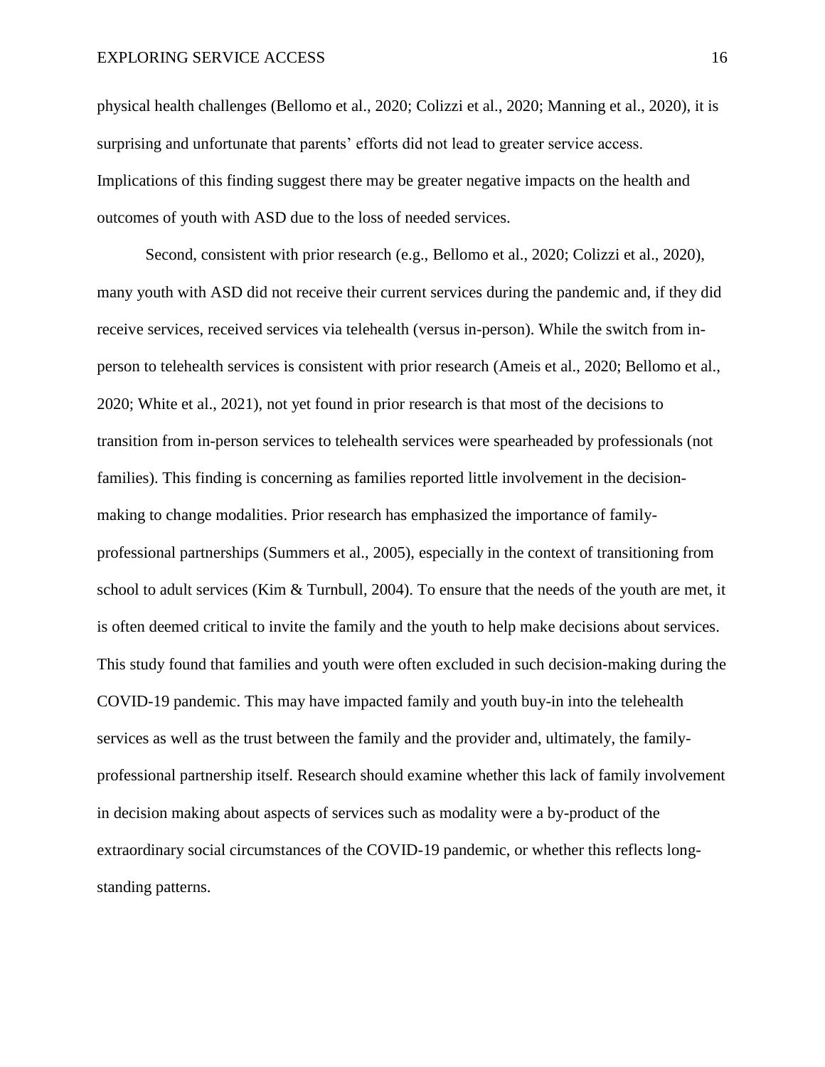physical health challenges (Bellomo et al., 2020; Colizzi et al., 2020; Manning et al., 2020), it is surprising and unfortunate that parents' efforts did not lead to greater service access. Implications of this finding suggest there may be greater negative impacts on the health and outcomes of youth with ASD due to the loss of needed services.

Second, consistent with prior research (e.g., Bellomo et al., 2020; Colizzi et al., 2020), many youth with ASD did not receive their current services during the pandemic and, if they did receive services, received services via telehealth (versus in-person). While the switch from in-person to telehealth services is consistent with prior research (Ameis et al., 2020; Bellomo et al., 2020; White et al., 2021), not yet found in prior research is that most of the decisions to transition from in-person services to telehealth services were spearheaded by professionals (not families). This finding is concerning as families reported little involvement in the decision-making to change modalities. Prior research has emphasized the importance of family-professional partnerships (Summers et al., 2005), especially in the context of transitioning from school to adult services (Kim & Turnbull, 2004). To ensure that the needs of the youth are met, it is often deemed critical to invite the family and the youth to help make decisions about services. This study found that families and youth were often excluded in such decision-making during the COVID-19 pandemic. This may have impacted family and youth buy-in into the telehealth services as well as the trust between the family and the provider and, ultimately, the family-professional partnership itself. Research should examine whether this lack of family involvement in decision making about aspects of services such as modality were a by-product of the extraordinary social circumstances of the COVID-19 pandemic, or whether this reflects long-standing patterns.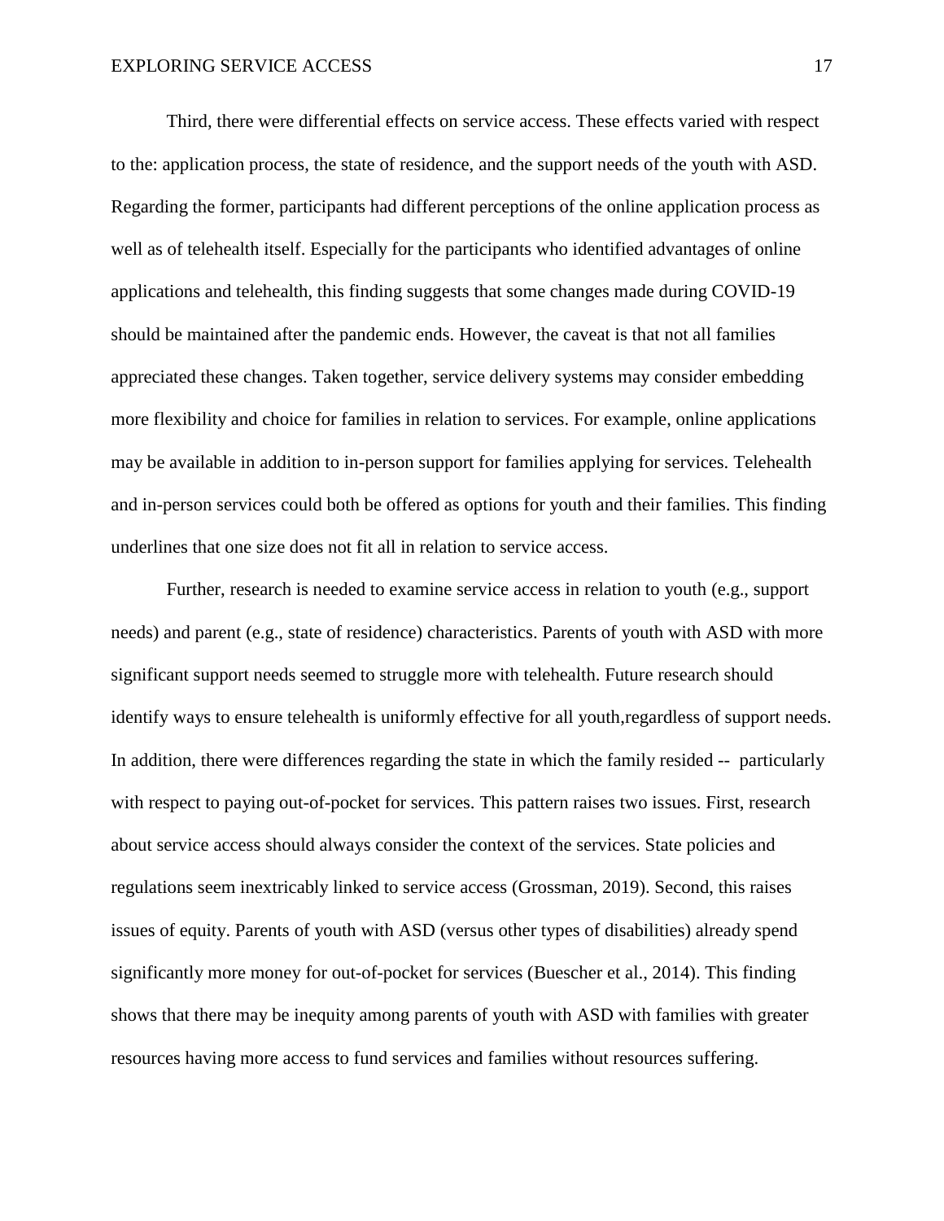Third, there were differential effects on service access. These effects varied with respect to the: application process, the state of residence, and the support needs of the youth with ASD. Regarding the former, participants had different perceptions of the online application process as well as of telehealth itself. Especially for the participants who identified advantages of online applications and telehealth, this finding suggests that some changes made during COVID-19 should be maintained after the pandemic ends. However, the caveat is that not all families appreciated these changes. Taken together, service delivery systems may consider embedding more flexibility and choice for families in relation to services. For example, online applications may be available in addition to in-person support for families applying for services. Telehealth and in-person services could both be offered as options for youth and their families. This finding underlines that one size does not fit all in relation to service access.

Further, research is needed to examine service access in relation to youth (e.g., support needs) and parent (e.g., state of residence) characteristics. Parents of youth with ASD with more significant support needs seemed to struggle more with telehealth. Future research should identify ways to ensure telehealth is uniformly effective for all youth,regardless of support needs. In addition, there were differences regarding the state in which the family resided -- particularly with respect to paying out-of-pocket for services. This pattern raises two issues. First, research about service access should always consider the context of the services. State policies and regulations seem inextricably linked to service access (Grossman, 2019). Second, this raises issues of equity. Parents of youth with ASD (versus other types of disabilities) already spend significantly more money for out-of-pocket for services (Buescher et al., 2014). This finding shows that there may be inequity among parents of youth with ASD with families with greater resources having more access to fund services and families without resources suffering.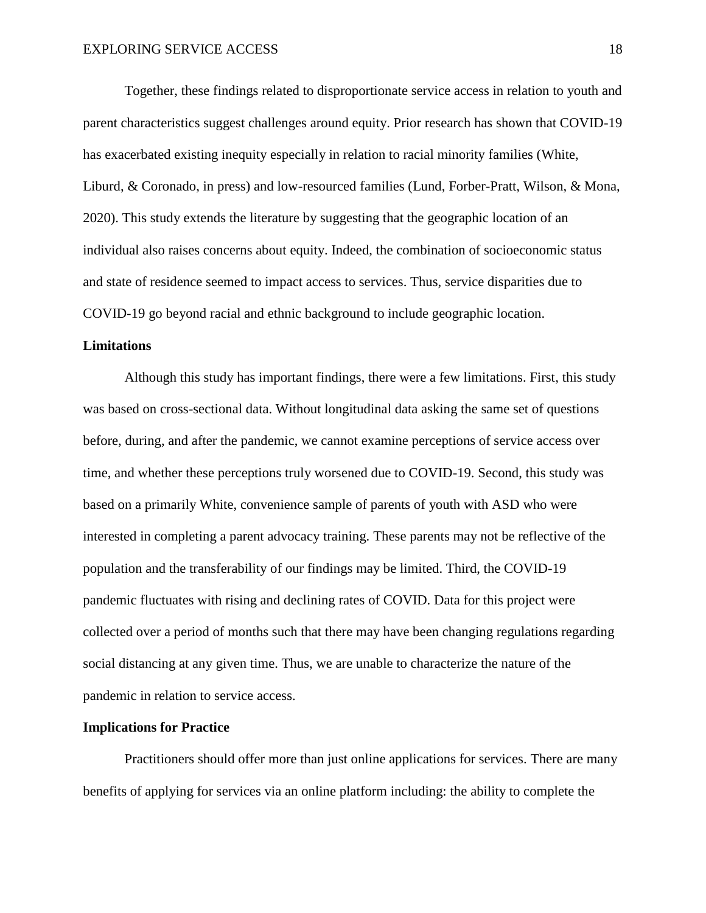Together, these findings related to disproportionate service access in relation to youth and parent characteristics suggest challenges around equity. Prior research has shown that COVID-19 has exacerbated existing inequity especially in relation to racial minority families (White, Liburd, & Coronado, in press) and low-resourced families (Lund, Forber-Pratt, Wilson, & Mona, 2020). This study extends the literature by suggesting that the geographic location of an individual also raises concerns about equity. Indeed, the combination of socioeconomic status and state of residence seemed to impact access to services. Thus, service disparities due to COVID-19 go beyond racial and ethnic background to include geographic location.

**Limitations**

Although this study has important findings, there were a few limitations. First, this study was based on cross-sectional data. Without longitudinal data asking the same set of questions before, during, and after the pandemic, we cannot examine perceptions of service access over time, and whether these perceptions truly worsened due to COVID-19. Second, this study was based on a primarily White, convenience sample of parents of youth with ASD who were interested in completing a parent advocacy training. These parents may not be reflective of the population and the transferability of our findings may be limited. Third, the COVID-19 pandemic fluctuates with rising and declining rates of COVID. Data for this project were collected over a period of months such that there may have been changing regulations regarding social distancing at any given time. Thus, we are unable to characterize the nature of the pandemic in relation to service access.

**Implications for Practice**

Practitioners should offer more than just online applications for services. There are many benefits of applying for services via an online platform including: the ability to complete the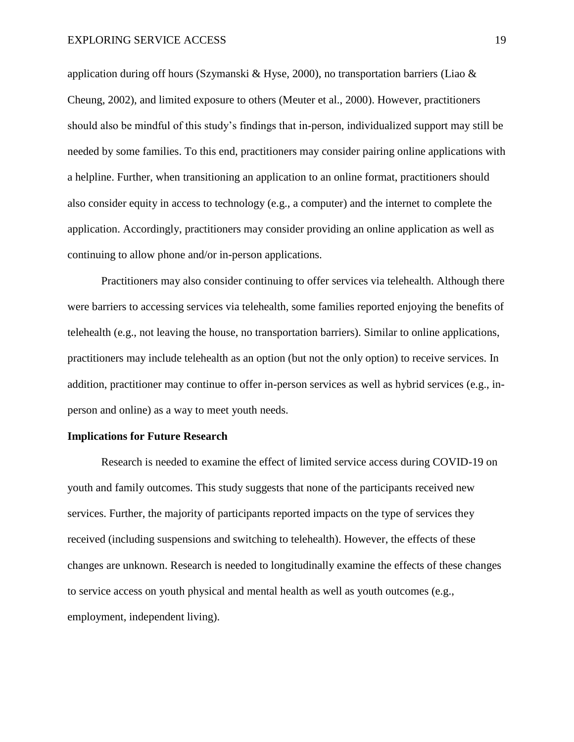application during off hours (Szymanski & Hyse, 2000), no transportation barriers (Liao & Cheung, 2002), and limited exposure to others (Meuter et al., 2000). However, practitioners should also be mindful of this study's findings that in-person, individualized support may still be needed by some families. To this end, practitioners may consider pairing online applications with a helpline. Further, when transitioning an application to an online format, practitioners should also consider equity in access to technology (e.g., a computer) and the internet to complete the application. Accordingly, practitioners may consider providing an online application as well as continuing to allow phone and/or in-person applications.

Practitioners may also consider continuing to offer services via telehealth. Although there were barriers to accessing services via telehealth, some families reported enjoying the benefits of telehealth (e.g., not leaving the house, no transportation barriers). Similar to online applications, practitioners may include telehealth as an option (but not the only option) to receive services. In addition, practitioner may continue to offer in-person services as well as hybrid services (e.g., in-person and online) as a way to meet youth needs.

**Implications for Future Research**

Research is needed to examine the effect of limited service access during COVID-19 on youth and family outcomes. This study suggests that none of the participants received new services. Further, the majority of participants reported impacts on the type of services they received (including suspensions and switching to telehealth). However, the effects of these changes are unknown. Research is needed to longitudinally examine the effects of these changes to service access on youth physical and mental health as well as youth outcomes (e.g., employment, independent living).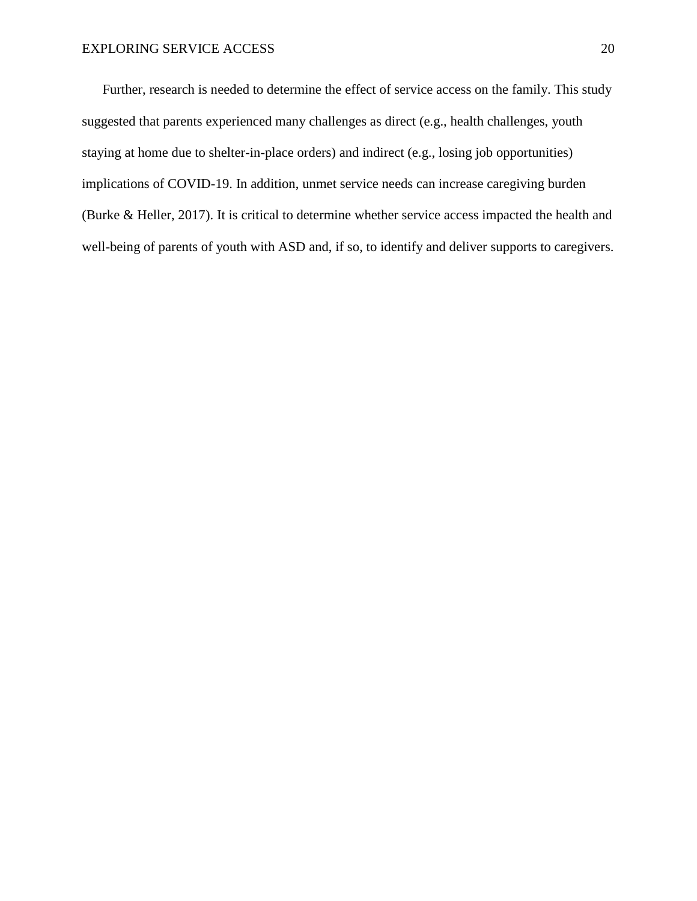Further, research is needed to determine the effect of service access on the family. This study suggested that parents experienced many challenges as direct (e.g., health challenges, youth staying at home due to shelter-in-place orders) and indirect (e.g., losing job opportunities) implications of COVID-19. In addition, unmet service needs can increase caregiving burden (Burke & Heller, 2017). It is critical to determine whether service access impacted the health and well-being of parents of youth with ASD and, if so, to identify and deliver supports to caregivers.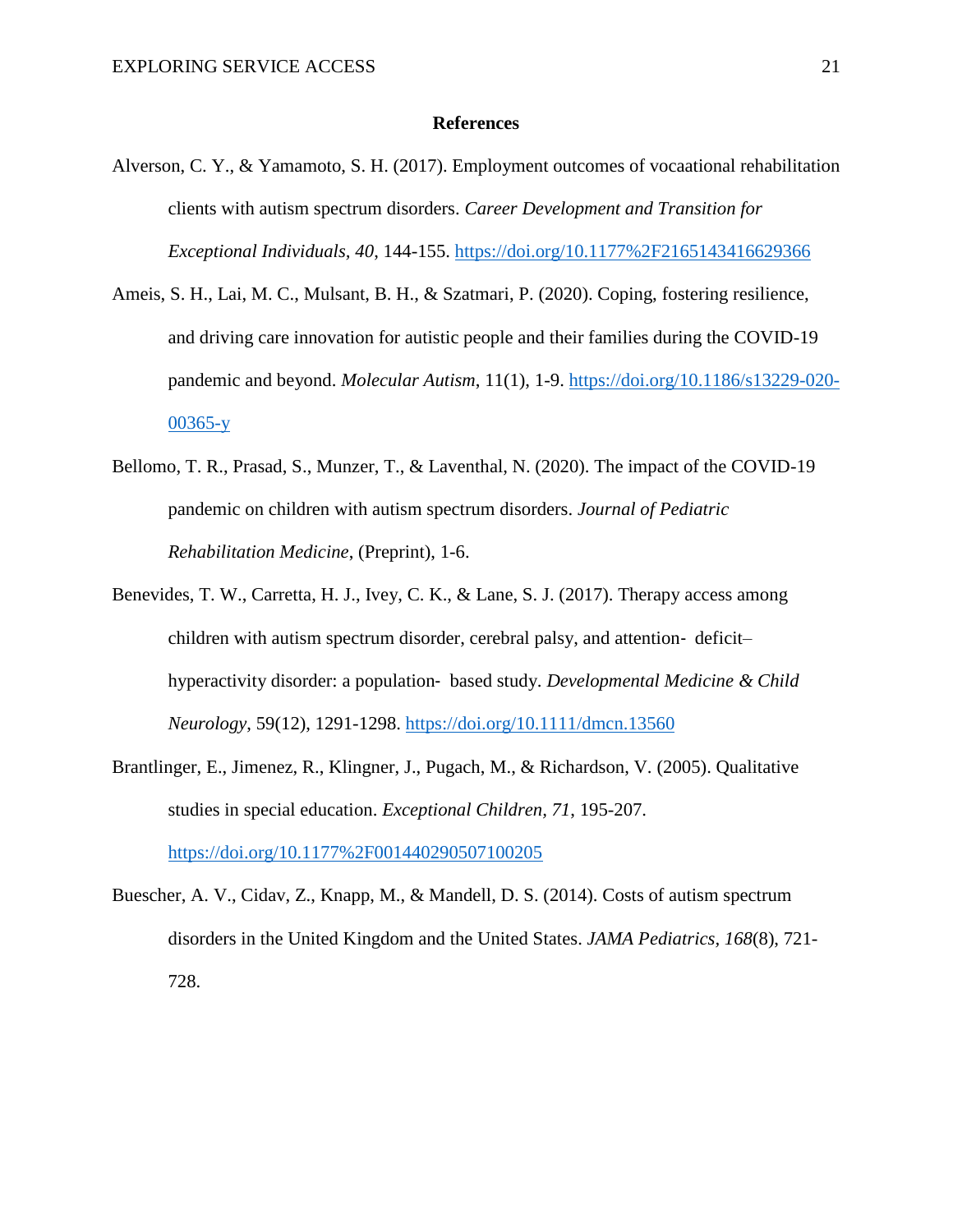**References**

Alverson, C. Y., & Yamamoto, S. H. (2017). Employment outcomes of vocaational rehabilitation clients with autism spectrum disorders. *Career Development and Transition for Exceptional Individuals, 40*, 144-155. https://doi.org/10.1177%2F2165143416629366

Ameis, S. H., Lai, M. C., Mulsant, B. H., & Szatmari, P. (2020). Coping, fostering resilience, and driving care innovation for autistic people and their families during the COVID-19 pandemic and beyond. *Molecular Autism*, 11(1), 1-9. https://doi.org/10.1186/s13229-020-00365-y

Bellomo, T. R., Prasad, S., Munzer, T., & Laventhal, N. (2020). The impact of the COVID-19 pandemic on children with autism spectrum disorders. *Journal of Pediatric Rehabilitation Medicine*, (Preprint), 1-6.

Benevides, T. W., Carretta, H. J., Ivey, C. K., & Lane, S. J. (2017). Therapy access among children with autism spectrum disorder, cerebral palsy, and attention-deficit–hyperactivity disorder: a population-based study. *Developmental Medicine & Child Neurology*, 59(12), 1291-1298. https://doi.org/10.1111/dmcn.13560

Brantlinger, E., Jimenez, R., Klingner, J., Pugach, M., & Richardson, V. (2005). Qualitative studies in special education. *Exceptional Children, 71*, 195-207. https://doi.org/10.1177%2F001440290507100205

Buescher, A. V., Cidav, Z., Knapp, M., & Mandell, D. S. (2014). Costs of autism spectrum disorders in the United Kingdom and the United States. *JAMA Pediatrics, 168*(8), 721-728.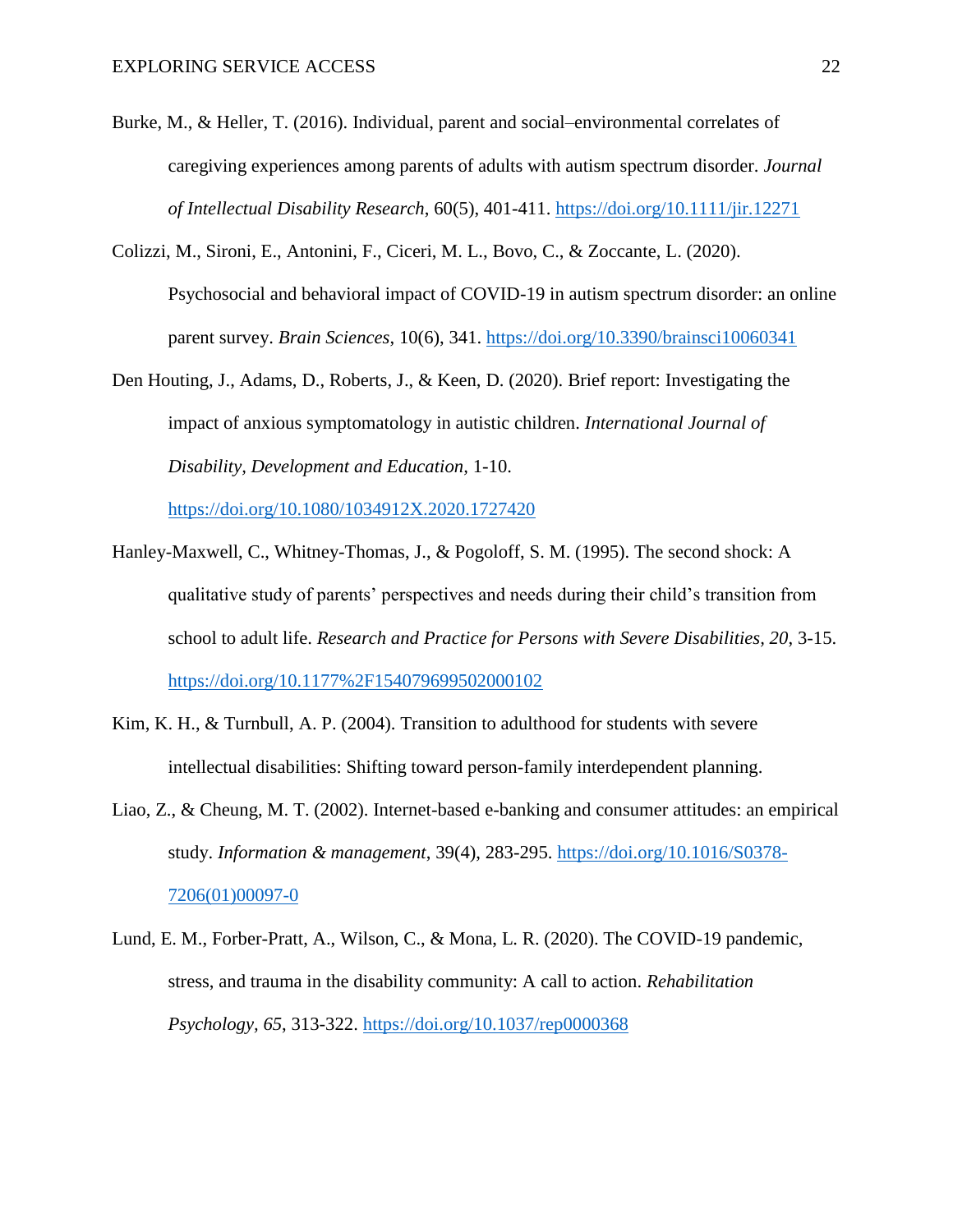Burke, M., & Heller, T. (2016). Individual, parent and social–environmental correlates of caregiving experiences among parents of adults with autism spectrum disorder. *Journal of Intellectual Disability Research*, 60(5), 401-411. https://doi.org/10.1111/jir.12271

Colizzi, M., Sironi, E., Antonini, F., Ciceri, M. L., Bovo, C., & Zoccante, L. (2020). Psychosocial and behavioral impact of COVID-19 in autism spectrum disorder: an online parent survey. *Brain Sciences*, 10(6), 341. https://doi.org/10.3390/brainsci10060341

Den Houting, J., Adams, D., Roberts, J., & Keen, D. (2020). Brief report: Investigating the impact of anxious symptomatology in autistic children. *International Journal of Disability, Development and Education,* 1-10. https://doi.org/10.1080/1034912X.2020.1727420

Hanley-Maxwell, C., Whitney-Thomas, J., & Pogoloff, S. M. (1995). The second shock: A qualitative study of parents' perspectives and needs during their child's transition from school to adult life. *Research and Practice for Persons with Severe Disabilities*, *20*, 3-15. https://doi.org/10.1177%2F154079699502000102

Kim, K. H., & Turnbull, A. P. (2004). Transition to adulthood for students with severe intellectual disabilities: Shifting toward person-family interdependent planning.

Liao, Z., & Cheung, M. T. (2002). Internet-based e-banking and consumer attitudes: an empirical study. *Information & management*, 39(4), 283-295. https://doi.org/10.1016/S0378-7206(01)00097-0

Lund, E. M., Forber-Pratt, A., Wilson, C., & Mona, L. R. (2020). The COVID-19 pandemic, stress, and trauma in the disability community: A call to action. *Rehabilitation Psychology*, *65*, 313-322. https://doi.org/10.1037/rep0000368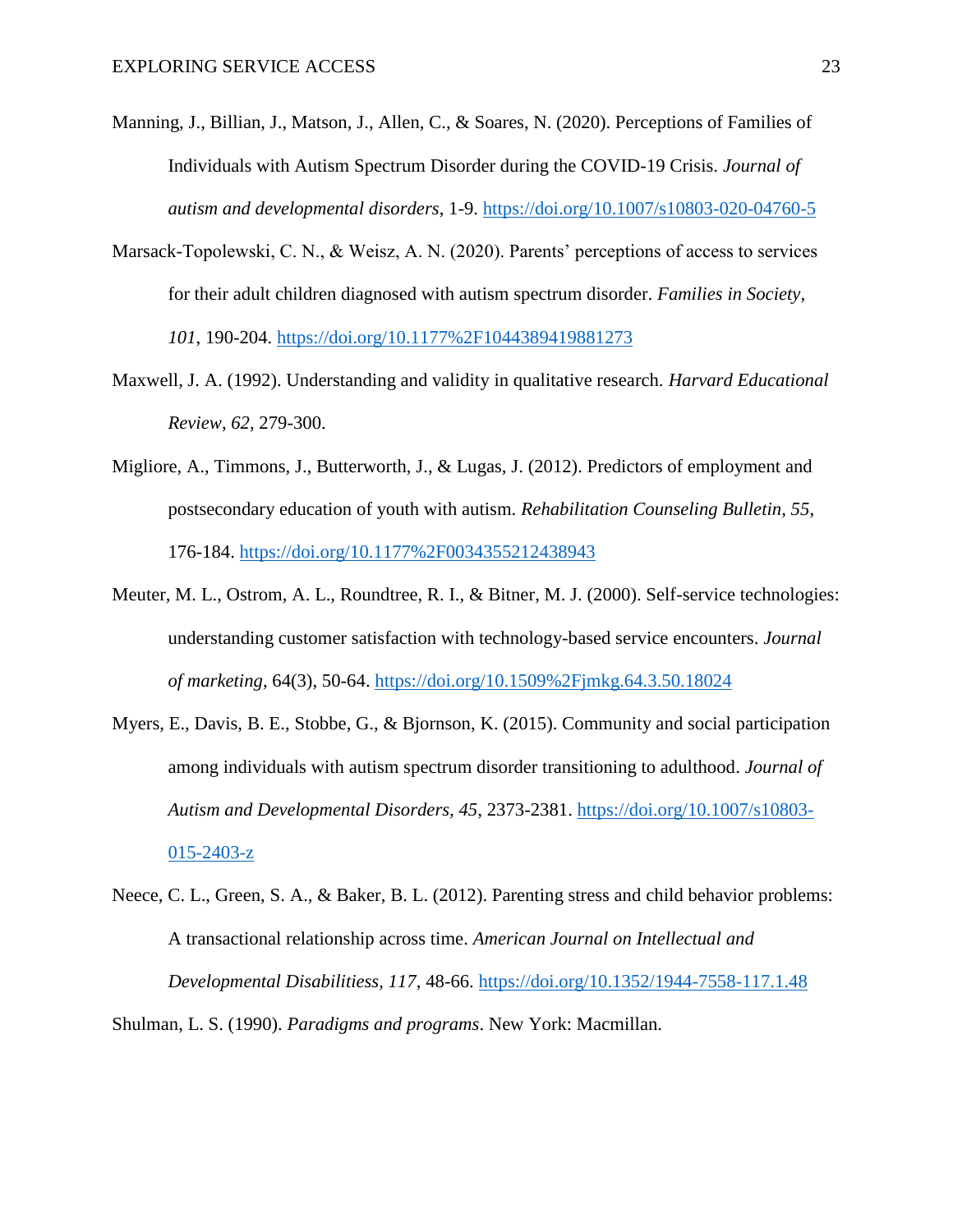Manning, J., Billian, J., Matson, J., Allen, C., & Soares, N. (2020). Perceptions of Families of Individuals with Autism Spectrum Disorder during the COVID-19 Crisis. *Journal of autism and developmental disorders*, 1-9. https://doi.org/10.1007/s10803-020-04760-5

Marsack-Topolewski, C. N., & Weisz, A. N. (2020). Parents' perceptions of access to services for their adult children diagnosed with autism spectrum disorder. *Families in Society*, *101*, 190-204. https://doi.org/10.1177%2F1044389419881273

Maxwell, J. A. (1992). Understanding and validity in qualitative research. *Harvard Educational Review, 62*, 279-300.

Migliore, A., Timmons, J., Butterworth, J., & Lugas, J. (2012). Predictors of employment and postsecondary education of youth with autism. *Rehabilitation Counseling Bulletin*, *55*, 176-184. https://doi.org/10.1177%2F0034355212438943

Meuter, M. L., Ostrom, A. L., Roundtree, R. I., & Bitner, M. J. (2000). Self-service technologies: understanding customer satisfaction with technology-based service encounters. *Journal of marketing*, 64(3), 50-64. https://doi.org/10.1509%2Fjmkg.64.3.50.18024

Myers, E., Davis, B. E., Stobbe, G., & Bjornson, K. (2015). Community and social participation among individuals with autism spectrum disorder transitioning to adulthood. *Journal of Autism and Developmental Disorders*, *45*, 2373-2381. https://doi.org/10.1007/s10803-015-2403-z

Neece, C. L., Green, S. A., & Baker, B. L. (2012). Parenting stress and child behavior problems: A transactional relationship across time. *American Journal on Intellectual and Developmental Disabilitiess*, *117*, 48-66. https://doi.org/10.1352/1944-7558-117.1.48

Shulman, L. S. (1990). *Paradigms and programs*. New York: Macmillan.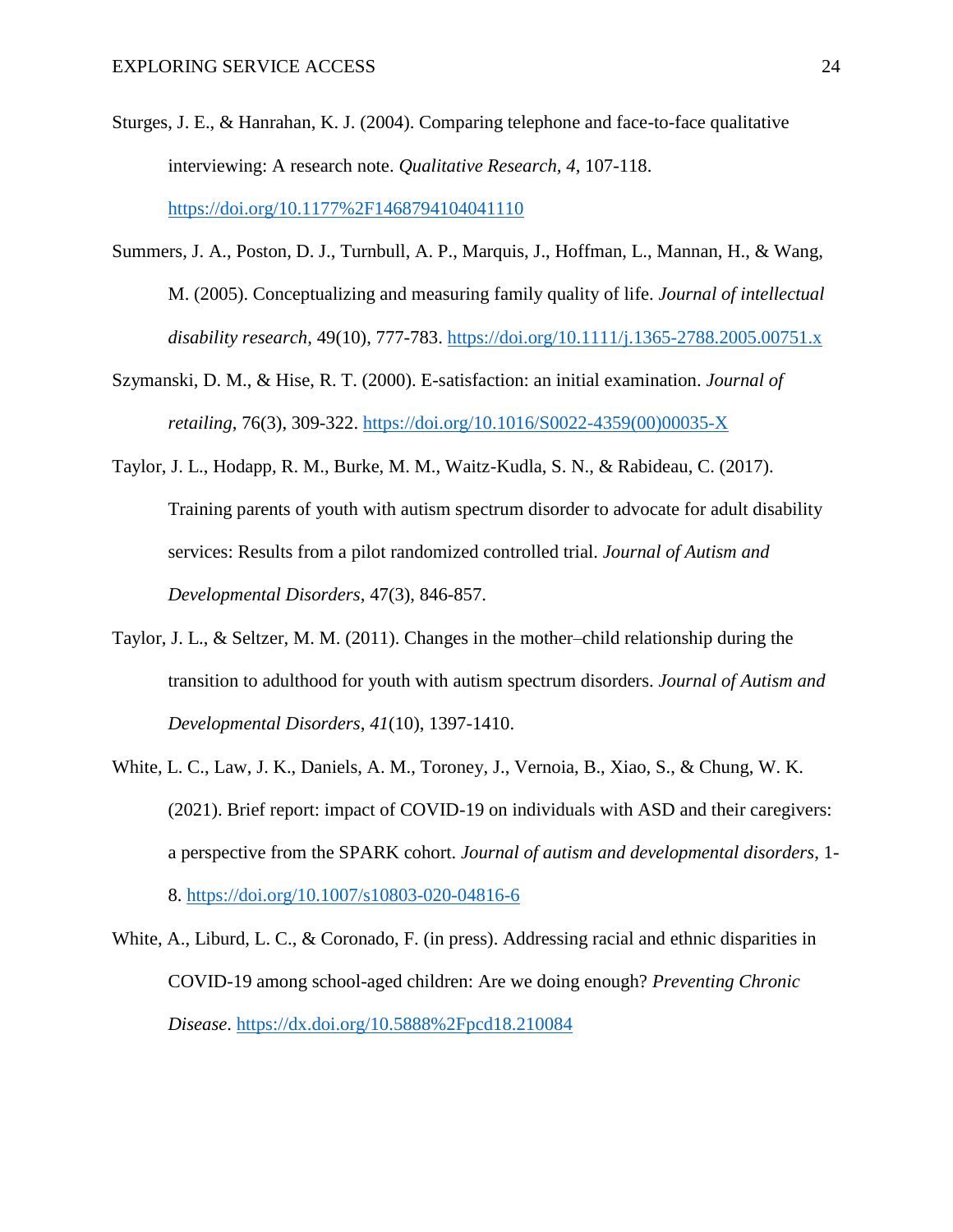Sturges, J. E., & Hanrahan, K. J. (2004). Comparing telephone and face-to-face qualitative interviewing: A research note. *Qualitative Research*, *4*, 107-118. https://doi.org/10.1177%2F1468794104041110

Summers, J. A., Poston, D. J., Turnbull, A. P., Marquis, J., Hoffman, L., Mannan, H., & Wang, M. (2005). Conceptualizing and measuring family quality of life. *Journal of intellectual disability research*, 49(10), 777-783. https://doi.org/10.1111/j.1365-2788.2005.00751.x

Szymanski, D. M., & Hise, R. T. (2000). E-satisfaction: an initial examination. *Journal of retailing*, 76(3), 309-322. https://doi.org/10.1016/S0022-4359(00)00035-X

Taylor, J. L., Hodapp, R. M., Burke, M. M., Waitz-Kudla, S. N., & Rabideau, C. (2017). Training parents of youth with autism spectrum disorder to advocate for adult disability services: Results from a pilot randomized controlled trial. *Journal of Autism and Developmental Disorders*, 47(3), 846-857.

Taylor, J. L., & Seltzer, M. M. (2011). Changes in the mother–child relationship during the transition to adulthood for youth with autism spectrum disorders. *Journal of Autism and Developmental Disorders*, *41*(10), 1397-1410.

White, L. C., Law, J. K., Daniels, A. M., Toroney, J., Vernoia, B., Xiao, S., & Chung, W. K. (2021). Brief report: impact of COVID-19 on individuals with ASD and their caregivers: a perspective from the SPARK cohort. *Journal of autism and developmental disorders*, 1-8. https://doi.org/10.1007/s10803-020-04816-6

White, A., Liburd, L. C., & Coronado, F. (in press). Addressing racial and ethnic disparities in COVID-19 among school-aged children: Are we doing enough? *Preventing Chronic Disease*. https://dx.doi.org/10.5888%2Fpcd18.210084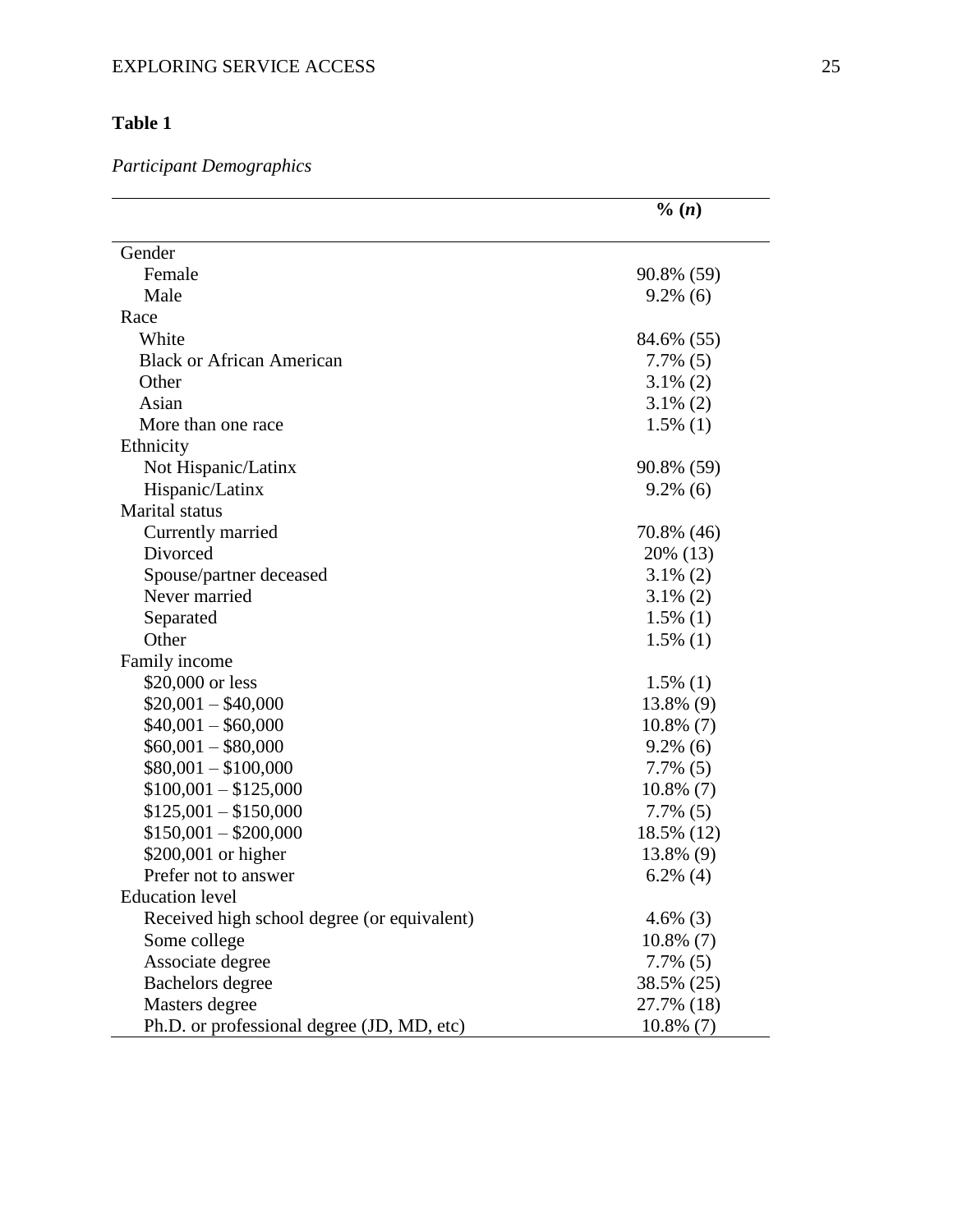**Table 1**

*Participant Demographics*

| | **% (*n*)** |
|---|---|
| Gender | |
| Female | 90.8% (59) |
| Male | 9.2% (6) |
| Race | |
| White | 84.6% (55) |
| Black or African American | 7.7% (5) |
| Other | 3.1% (2) |
| Asian | 3.1% (2) |
| More than one race | 1.5% (1) |
| Ethnicity | |
| Not Hispanic/Latinx | 90.8% (59) |
| Hispanic/Latinx | 9.2% (6) |
| Marital status | |
| Currently married | 70.8% (46) |
| Divorced | 20% (13) |
| Spouse/partner deceased | 3.1% (2) |
| Never married | 3.1% (2) |
| Separated | 1.5% (1) |
| Other | 1.5% (1) |
| Family income | |
| $20,000 or less | 1.5% (1) |
| $20,001 – $40,000 | 13.8% (9) |
| $40,001 – $60,000 | 10.8% (7) |
| $60,001 – $80,000 | 9.2% (6) |
| $80,001 – $100,000 | 7.7% (5) |
| $100,001 – $125,000 | 10.8% (7) |
| $125,001 – $150,000 | 7.7% (5) |
| $150,001 – $200,000 | 18.5% (12) |
| $200,001 or higher | 13.8% (9) |
| Prefer not to answer | 6.2% (4) |
| Education level | |
| Received high school degree (or equivalent) | 4.6% (3) |
| Some college | 10.8% (7) |
| Associate degree | 7.7% (5) |
| Bachelors degree | 38.5% (25) |
| Masters degree | 27.7% (18) |
| Ph.D. or professional degree (JD, MD, etc) | 10.8% (7) |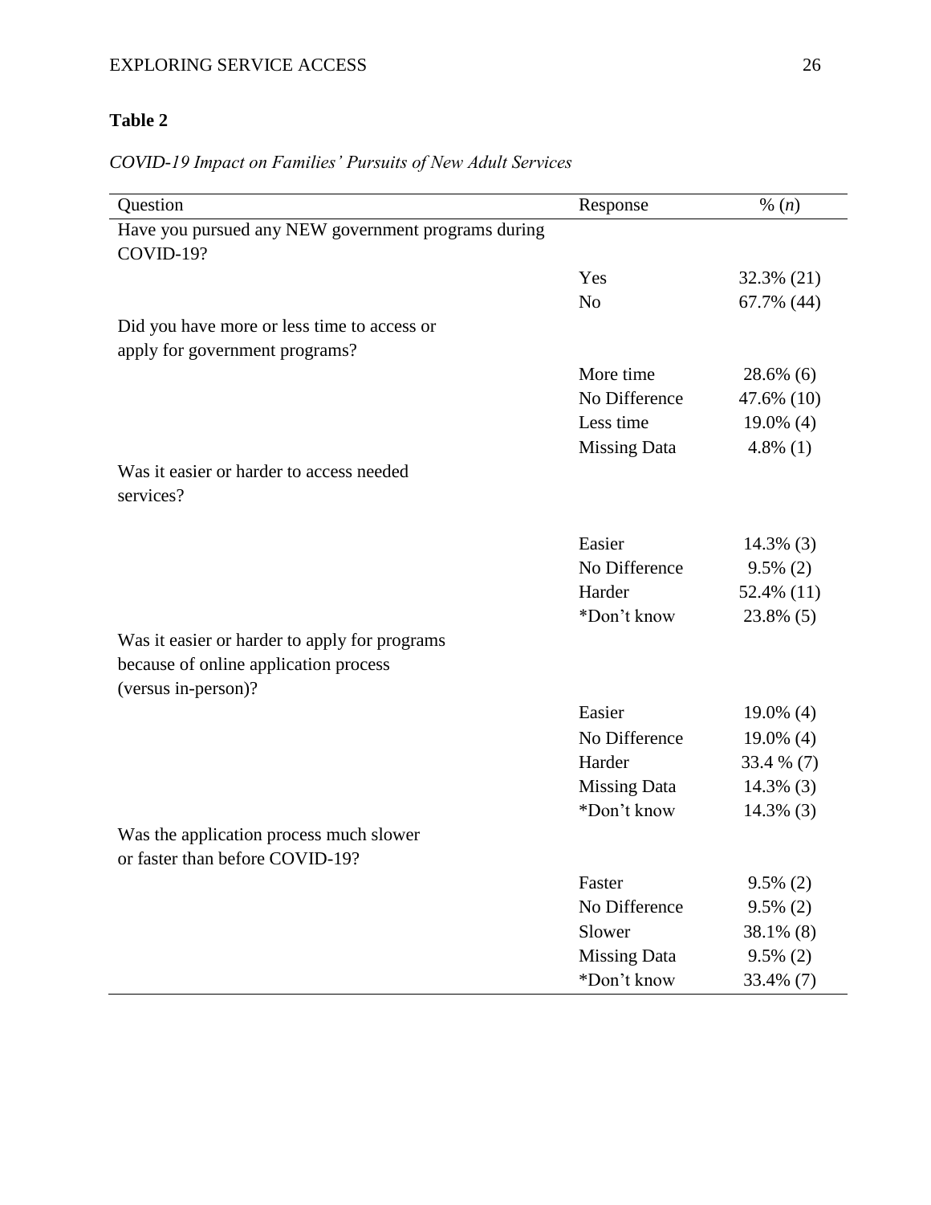**Table 2**

*COVID-19 Impact on Families' Pursuits of New Adult Services*

| Question | Response | % (*n*) |
|---|---|---|
| Have you pursued any NEW government programs during COVID-19? | | |
| | Yes | 32.3% (21) |
| | No | 67.7% (44) |
| Did you have more or less time to access or apply for government programs? | | |
| | More time | 28.6% (6) |
| | No Difference | 47.6% (10) |
| | Less time | 19.0% (4) |
| | Missing Data | 4.8% (1) |
| Was it easier or harder to access needed services? | | |
| | Easier | 14.3% (3) |
| | No Difference | 9.5% (2) |
| | Harder | 52.4% (11) |
| | *Don't know | 23.8% (5) |
| Was it easier or harder to apply for programs because of online application process (versus in-person)? | | |
| | Easier | 19.0% (4) |
| | No Difference | 19.0% (4) |
| | Harder | 33.4 % (7) |
| | Missing Data | 14.3% (3) |
| | *Don't know | 14.3% (3) |
| Was the application process much slower or faster than before COVID-19? | | |
| | Faster | 9.5% (2) |
| | No Difference | 9.5% (2) |
| | Slower | 38.1% (8) |
| | Missing Data | 9.5% (2) |
| | *Don't know | 33.4% (7) |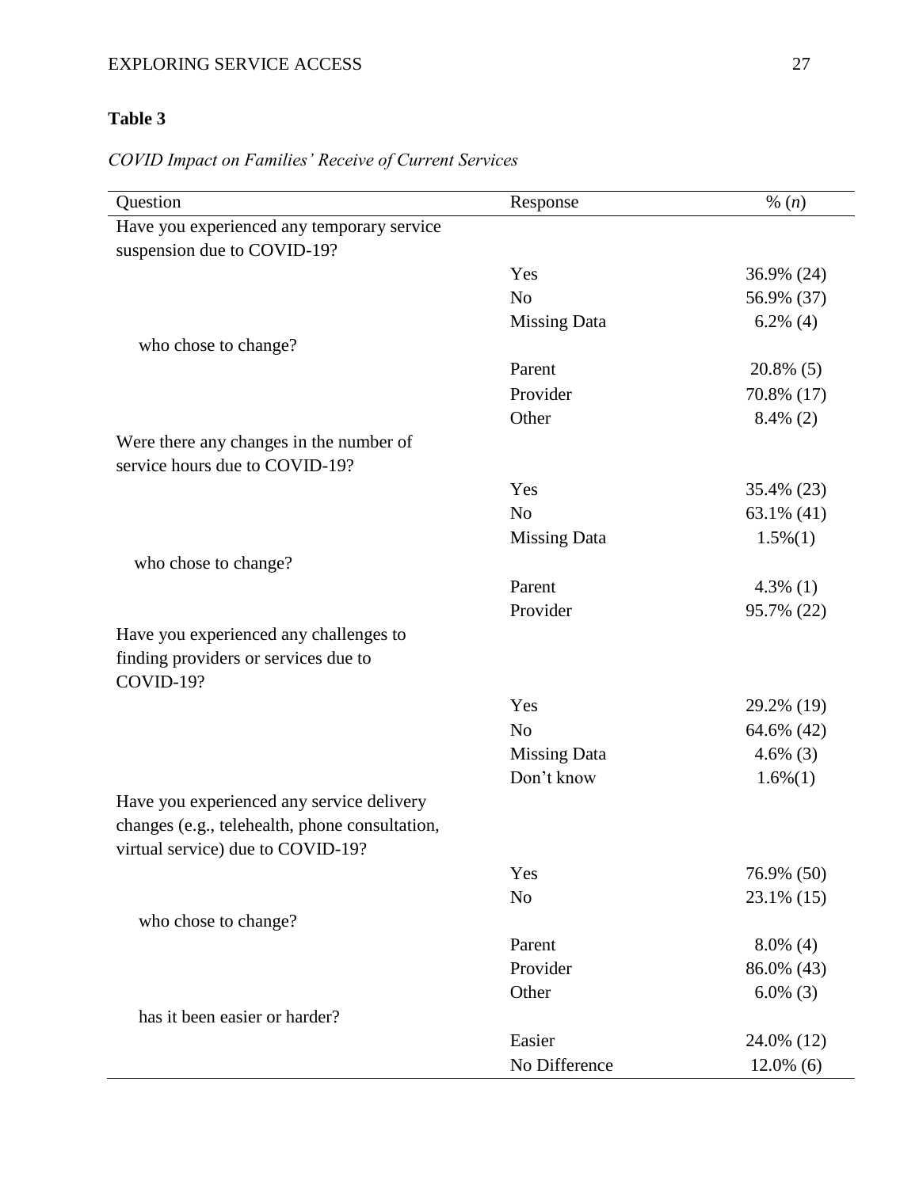**Table 3**

*COVID Impact on Families' Receive of Current Services*

| Question | Response | % (*n*) |
|---|---|---|
| Have you experienced any temporary service suspension due to COVID-19? | | |
| | Yes | 36.9% (24) |
| | No | 56.9% (37) |
| | Missing Data | 6.2% (4) |
| who chose to change? | | |
| | Parent | 20.8% (5) |
| | Provider | 70.8% (17) |
| | Other | 8.4% (2) |
| Were there any changes in the number of service hours due to COVID-19? | | |
| | Yes | 35.4% (23) |
| | No | 63.1% (41) |
| | Missing Data | 1.5%(1) |
| who chose to change? | | |
| | Parent | 4.3% (1) |
| | Provider | 95.7% (22) |
| Have you experienced any challenges to finding providers or services due to COVID-19? | | |
| | Yes | 29.2% (19) |
| | No | 64.6% (42) |
| | Missing Data | 4.6% (3) |
| | Don't know | 1.6%(1) |
| Have you experienced any service delivery changes (e.g., telehealth, phone consultation, virtual service) due to COVID-19? | | |
| | Yes | 76.9% (50) |
| | No | 23.1% (15) |
| who chose to change? | | |
| | Parent | 8.0% (4) |
| | Provider | 86.0% (43) |
| | Other | 6.0% (3) |
| has it been easier or harder? | | |
| | Easier | 24.0% (12) |
| | No Difference | 12.0% (6) |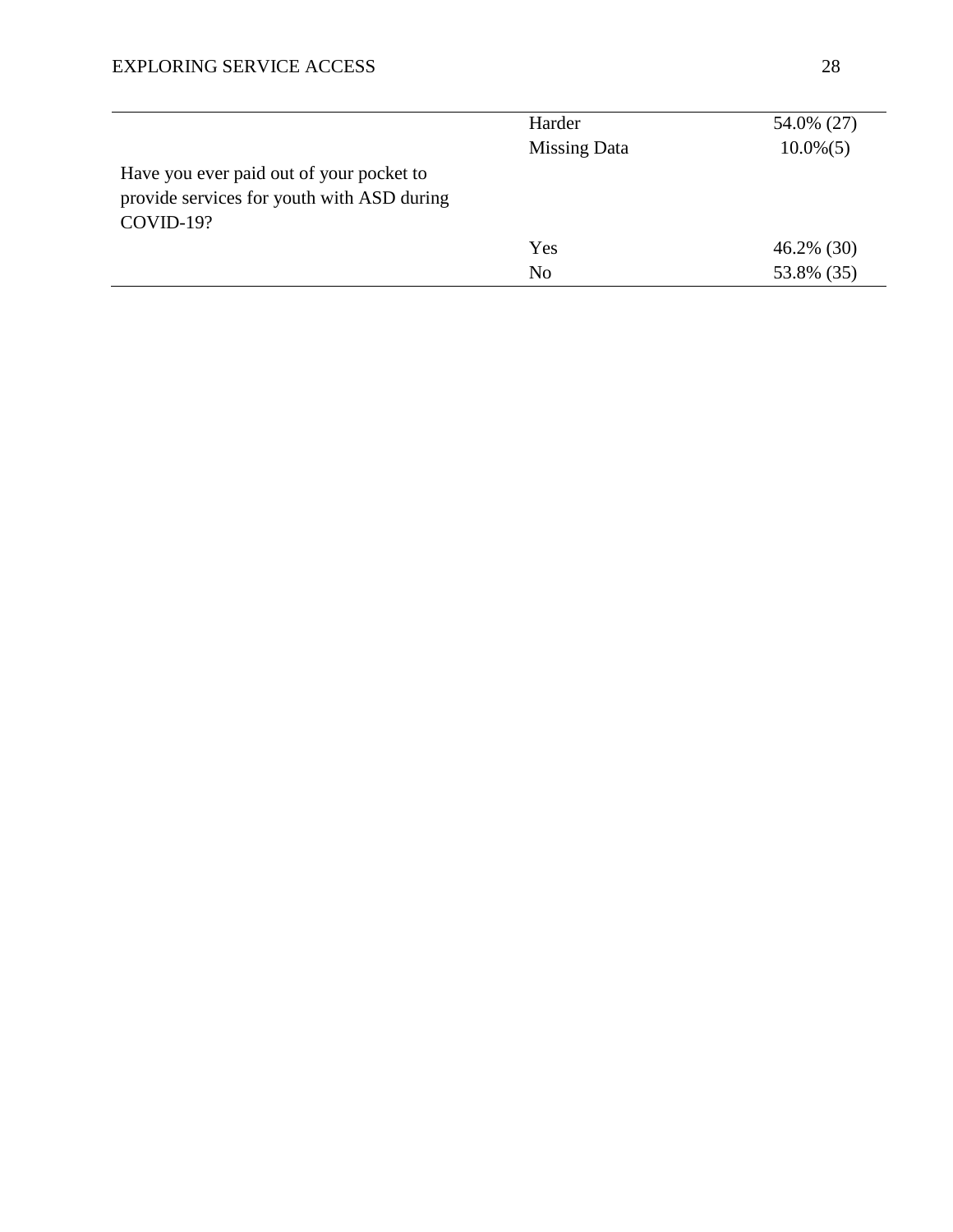| | | |
|---|---|---|
| | Harder | 54.0% (27) |
| | Missing Data | 10.0%(5) |
| Have you ever paid out of your pocket to provide services for youth with ASD during COVID-19? | | |
| | Yes | 46.2% (30) |
| | No | 53.8% (35) |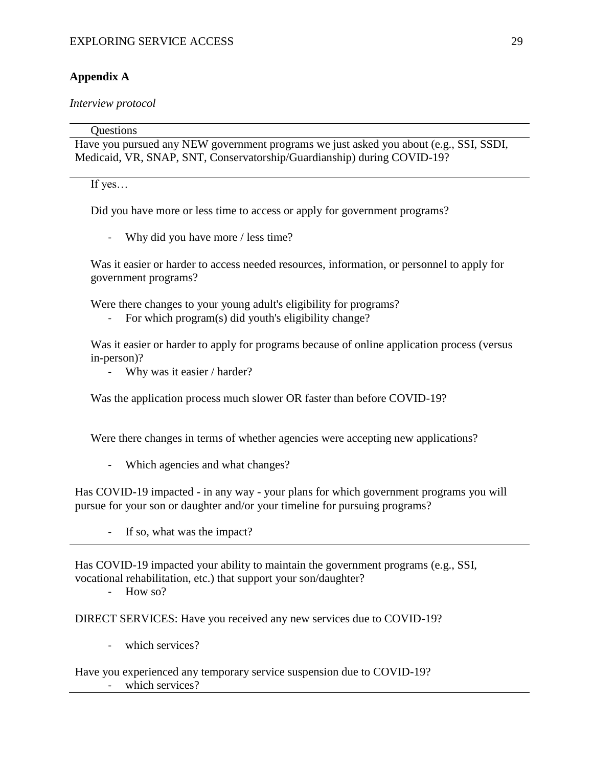**Appendix A**

*Interview protocol*

| Questions |
| --- |
| Have you pursued any NEW government programs we just asked you about (e.g., SSI, SSDI, Medicaid, VR, SNAP, SNT, Conservatorship/Guardianship) during COVID-19? |
| If yes… <br><br> Did you have more or less time to access or apply for government programs? <br> - Why did you have more / less time? <br><br> Was it easier or harder to access needed resources, information, or personnel to apply for government programs? <br><br> Were there changes to your young adult's eligibility for programs? <br> - For which program(s) did youth's eligibility change? <br><br> Was it easier or harder to apply for programs because of online application process (versus in-person)? <br> - Why was it easier / harder? <br><br> Was the application process much slower OR faster than before COVID-19? <br><br> Were there changes in terms of whether agencies were accepting new applications? <br> - Which agencies and what changes? <br><br> Has COVID-19 impacted - in any way - your plans for which government programs you will pursue for your son or daughter and/or your timeline for pursuing programs? <br> - If so, what was the impact? |
| Has COVID-19 impacted your ability to maintain the government programs (e.g., SSI, vocational rehabilitation, etc.) that support your son/daughter? <br> - How so? <br><br> DIRECT SERVICES: Have you received any new services due to COVID-19? <br> - which services? <br><br> Have you experienced any temporary service suspension due to COVID-19? <br> - which services? |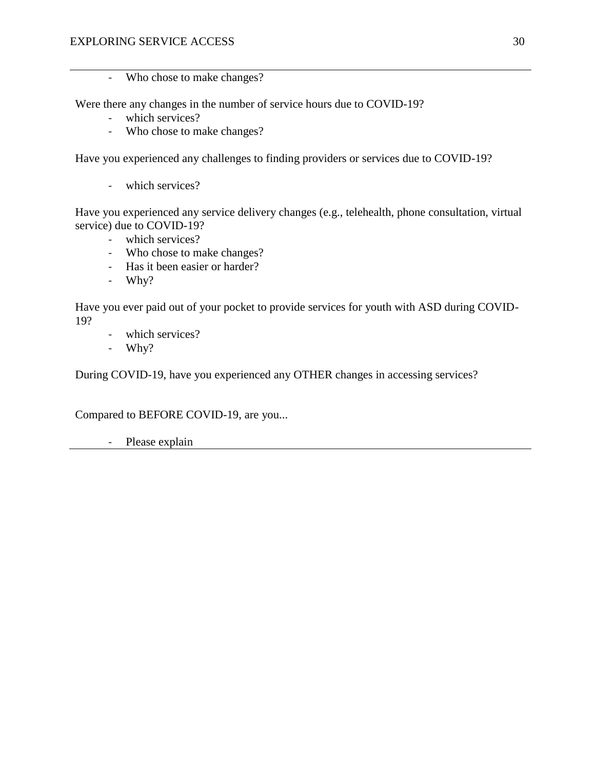- Who chose to make changes?

Were there any changes in the number of service hours due to COVID-19?

- which services?
- Who chose to make changes?

Have you experienced any challenges to finding providers or services due to COVID-19?

- which services?

Have you experienced any service delivery changes (e.g., telehealth, phone consultation, virtual service) due to COVID-19?

- which services?
- Who chose to make changes?
- Has it been easier or harder?
- Why?

Have you ever paid out of your pocket to provide services for youth with ASD during COVID-19?

- which services?
- Why?

During COVID-19, have you experienced any OTHER changes in accessing services?

Compared to BEFORE COVID-19, are you...

- Please explain